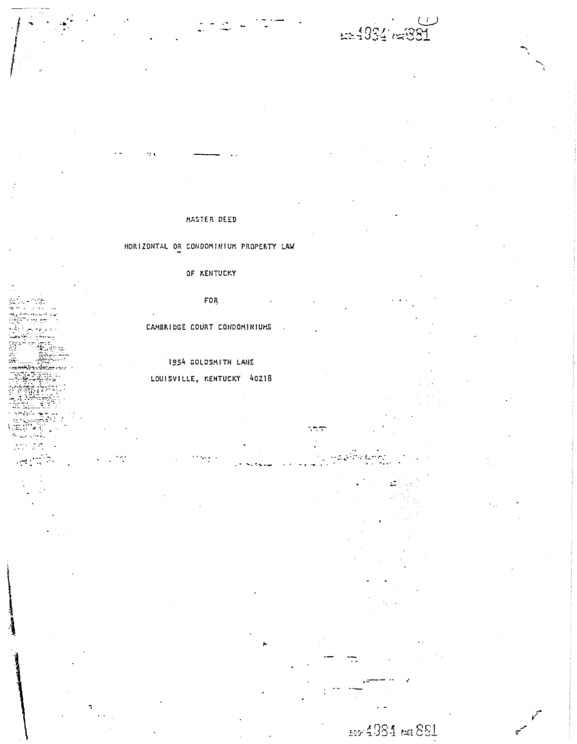# MASTER DEED

## HORIZONTAL OR CONDOMINIUM PROPERTY LAW

## OF KENTUCKY

## FOR

## CAMBRIDGE COURT CONDOMINIUMS

1954 GOLDSMITH LANE

LOUISVILLE, KENTUCKY 40218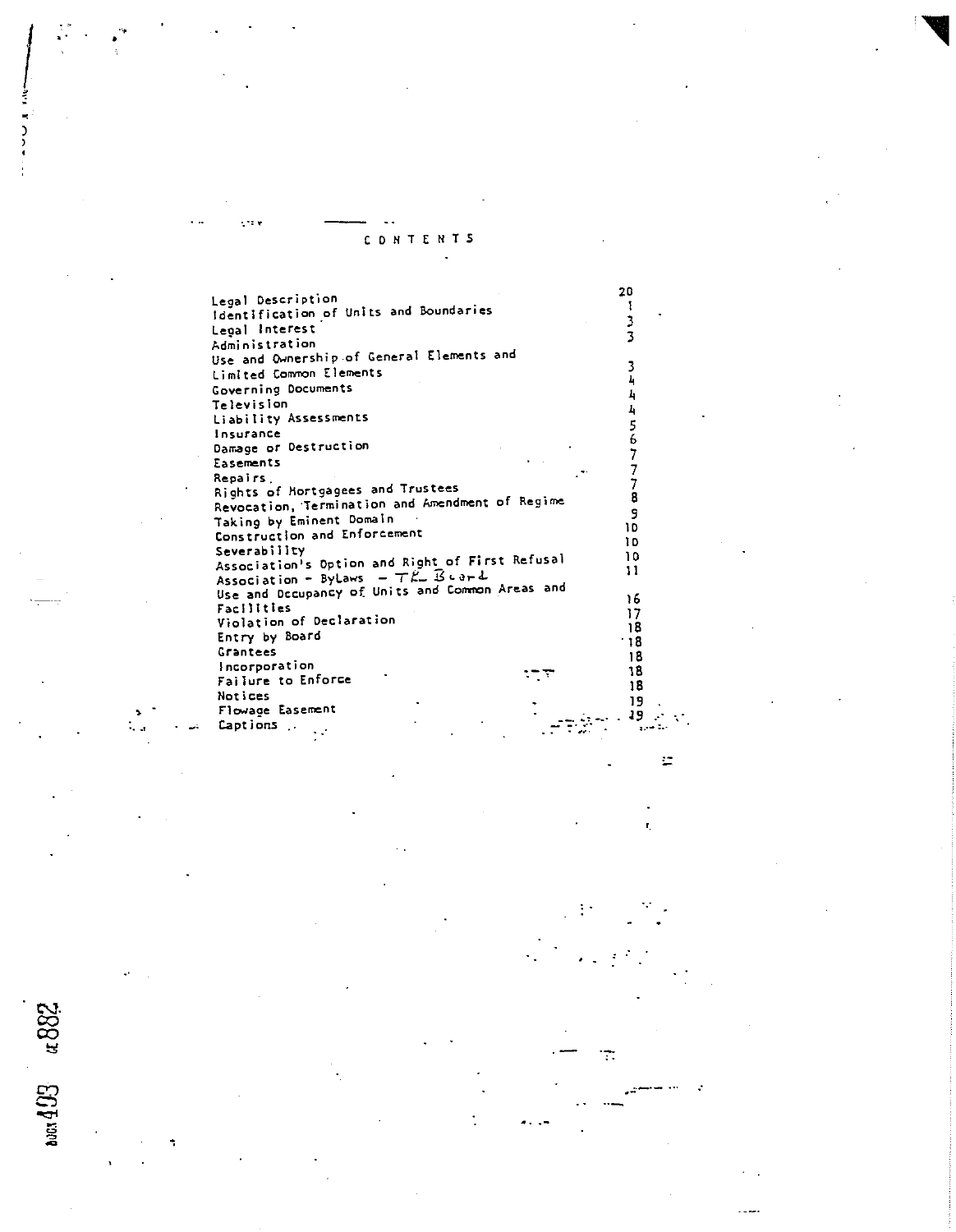# CONTENTS

| | |
|---|---|
| Legal Description | 20 |
| Identification of Units and Boundaries | 1 |
| Legal Interest | 3 |
| Administration | 3 |
| Use and Ownership of General Elements and Limited Common Elements | 3 |
| Governing Documents | 4 |
| Television | 4 |
| Liability Assessments | 4 |
| Insurance | 5 |
| Damage or Destruction | 6 |
| Easements | 7 |
| Repairs | 7 |
| Rights of Mortgagees and Trustees | 7 |
| Revocation, Termination and Amendment of Regime | 8 |
| Taking by Eminent Domain | 9 |
| Construction and Enforcement | 10 |
| Severability | 10 |
| Association's Option and Right of First Refusal | 10 |
| Association - ByLaws - The Board | 11 |
| Use and Occupancy of Units and Common Areas and Facilities | 16 |
| Violation of Declaration | 17 |
| Entry by Board | 18 |
| Grantees | 18 |
| Incorporation | 18 |
| Failure to Enforce | 18 |
| Notices | 18 |
| Flowage Easement | 19 |
| Captions | 19 |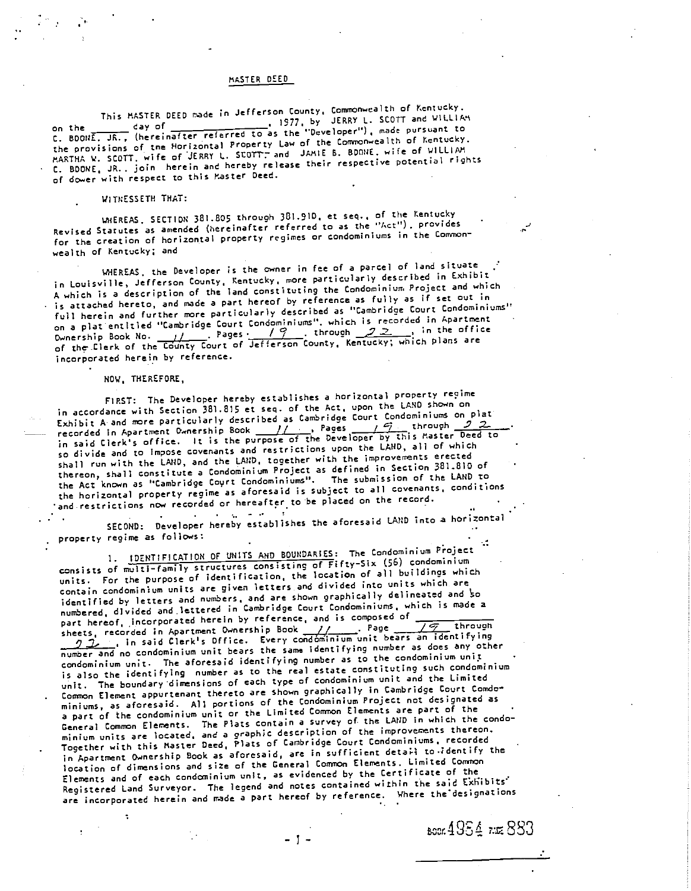# MASTER DEED

This MASTER DEED made in Jefferson County, Commonwealth of Kentucky, on the ______ day of ________________, 1977, by JERRY L. SCOTT and WILLIAM C. BOONE, JR., (hereinafter referred to as the "Developer"), made pursuant to the provisions of the Horizontal Property Law of the Commonwealth of Kentucky. MARTHA W. SCOTT, wife of JERRY L. SCOTT, and JAMIE B. BOONE, wife of WILLIAM C. BOONE, JR., join herein and hereby release their respective potential rights of dower with respect to this Master Deed.

WITNESSETH THAT:

WHEREAS, SECTION 381.805 through 381.910, et seq., of the Kentucky Revised Statutes as amended (hereinafter referred to as the "Act"), provides for the creation of horizontal property regimes or condominiums in the Commonwealth of Kentucky; and

WHEREAS, the Developer is the owner in fee of a parcel of land situate in Louisville, Jefferson County, Kentucky, more particularly described in Exhibit A which is a description of the land constituting the Condominium Project and which is attached hereto, and made a part hereof by reference as fully as if set out in full herein and further more particularly described as "Cambridge Court Condominiums" on a plat entitled "Cambridge Court Condominiums", which is recorded in Apartment Ownership Book No. 11, Pages 19 through 22, in the office of the Clerk of the County Court of Jefferson County, Kentucky; which plans are incorporated herein by reference.

NOW, THEREFORE,

FIRST: The Developer hereby establishes a horizontal property regime in accordance with Section 381.815 et seq. of the Act, upon the LAND shown on Exhibit A and more particularly described as Cambridge Court Condominiums on plat recorded in Apartment Ownership Book 11, Pages 19 through 22, in said Clerk's office. It is the purpose of the Developer by this Master Deed to so divide and to impose covenants and restrictions upon the LAND, all of which shall run with the LAND, and the LAND, together with the improvements erected thereon, shall constitute a Condominium Project as defined in Section 381.810 of the Act known as "Cambridge Court Condominiums". The submission of the LAND to the horizontal property regime as aforesaid is subject to all covenants, conditions and restrictions now recorded or hereafter to be placed on the record.

SECOND: Developer hereby establishes the aforesaid LAND into a horizontal property regime as follows:

1. IDENTIFICATION OF UNITS AND BOUNDARIES: The Condominium Project consists of multi-family structures consisting of Fifty-Six (56) condominium units. For the purpose of identification, the location of all buildings which contain condominium units are given letters and divided into units which are identified by letters and numbers, and are shown graphically delineated and so numbered, divided and lettered in Cambridge Court Condominiums, which is made a part hereof, incorporated herein by reference, and is composed of ________ sheets, recorded in Apartment Ownership Book 11, Page 19 through 22, in said Clerk's Office. Every condominium unit bears an identifying number and no condominium unit bears the same identifying number as does any other condominium unit. The aforesaid identifying number as to the condominium unit is also the identifying number as to the real estate constituting such condominium unit. The boundary dimensions of each type of condominium unit and the Limited Common Element appurtenant thereto are shown graphically in Cambridge Court Condominiums, as aforesaid. All portions of the Condominium Project not designated as a part of the condominium unit or the Limited Common Elements are part of the General Common Elements. The Plats contain a survey of the LAND in which the condominium units are located, and a graphic description of the improvements thereon. Together with this Master Deed, Plats of Cambridge Court Condominiums, recorded in Apartment Ownership Book as aforesaid, are in sufficient detail to identify the location of dimensions and size of the General Common Elements, Limited Common Elements and of each condominium unit, as evidenced by the Certificate of the Registered Land Surveyor. The legend and notes contained within the said Exhibits are incorporated herein and made a part hereof by reference. Where the designations

BOOK 4954 PAGE 883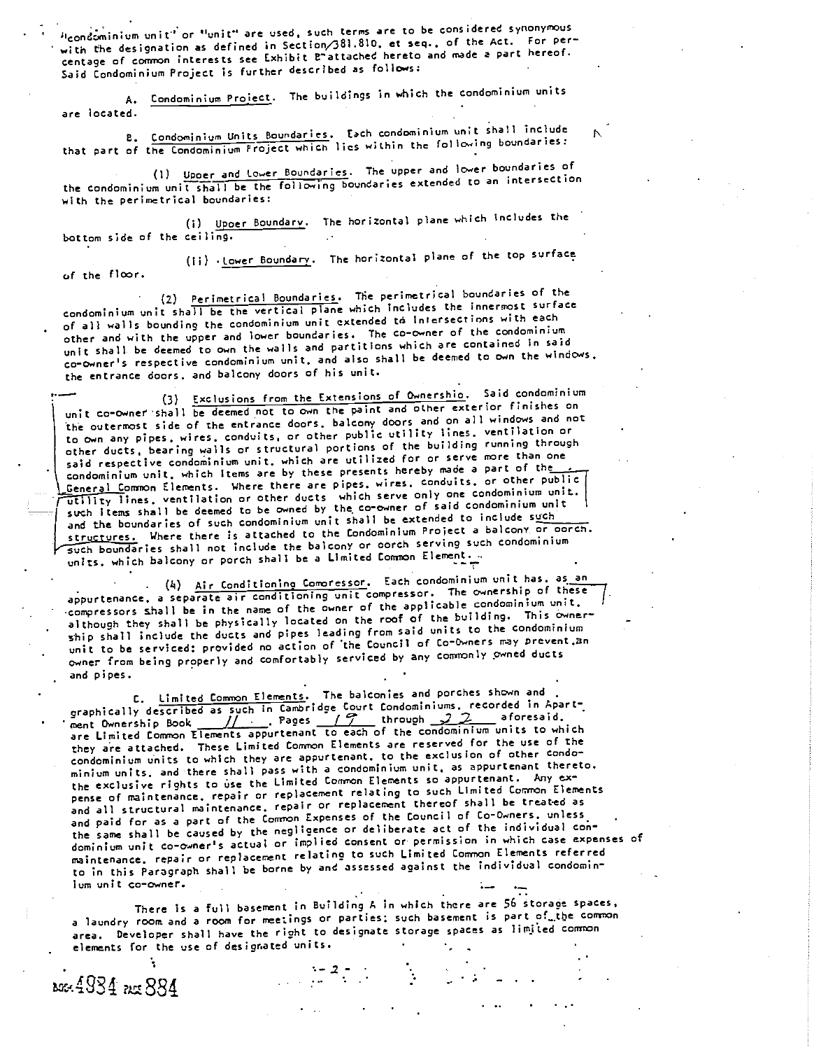"condominium unit" or "unit" are used, such terms are to be considered synonymous with the designation as defined in Section 381.810, et seq., of the Act. For percentage of common interests see Exhibit B attached hereto and made a part hereof. Said Condominium Project is further described as follows:

A. Condominium Project. The buildings in which the condominium units are located.

B. Condominium Units Boundaries. Each condominium unit shall include that part of the Condominium Project which lies within the following boundaries:

(1) Upper and Lower Boundaries. The upper and lower boundaries of the condominium unit shall be the following boundaries extended to an intersection with the perimetrical boundaries:

(i) Upper Boundary. The horizontal plane which includes the bottom side of the ceiling.

(ii) Lower Boundary. The horizontal plane of the top surface of the floor.

(2) Perimetrical Boundaries. The perimetrical boundaries of the condominium unit shall be the vertical plane which includes the innermost surface of all walls bounding the condominium unit extended to intersections with each other and with the upper and lower boundaries. The co-owner of the condominium unit shall be deemed to own the walls and partitions which are contained in said co-owner's respective condominium unit, and also shall be deemed to own the windows, the entrance doors, and balcony doors of his unit.

(3) Exclusions from the Extensions of Ownership. Said condominium unit co-owner shall be deemed not to own the paint and other exterior finishes on the outermost side of the entrance doors, balcony doors and on all windows and not to own any pipes, wires, conduits, or other public utility lines, ventilation or other ducts, bearing walls or structural portions of the building running through said respective condominium unit, which are utilized for or serve more than one condominium unit, which items are by these presents hereby made a part of the General Common Elements. Where there are pipes, wires, conduits, or other public utility lines, ventilation or other ducts which serve only one condominium unit, such items shall be deemed to be owned by the co-owner of said condominium unit and the boundaries of such condominium unit shall be extended to include such structures. Where there is attached to the Condominium Project a balcony or porch, such boundaries shall not include the balcony or porch serving such condominium units, which balcony or porch shall be a Limited Common Element.

(4) Air Conditioning Compressor. Each condominium unit has, as an appurtenance, a separate air conditioning unit compressor. The ownership of these compressors shall be in the name of the owner of the applicable condominium unit, although they shall be physically located on the roof of the building. This ownership shall include the ducts and pipes leading from said units to the condominium unit to be serviced; provided no action of the Council of Co-Owners may prevent an owner from being properly and comfortably serviced by any commonly owned ducts and pipes.

C. Limited Common Elements. The balconies and porches shown and graphically described as such in Cambridge Court Condominiums, recorded in Apartment Ownership Book 11, Pages 19 through 22 aforesaid, are Limited Common Elements appurtenant to each of the condominium units to which they are attached. These Limited Common Elements are reserved for the use of the condominium units to which they are appurtenant, to the exclusion of other condominium units, and there shall pass with a condominium unit, as appurtenant thereto, the exclusive rights to use the Limited Common Elements so appurtenant. Any expense of maintenance, repair or replacement relating to such Limited Common Elements and all structural maintenance, repair or replacement thereof shall be treated as and paid for as a part of the Common Expenses of the Council of Co-Owners, unless the same shall be caused by the negligence or deliberate act of the individual condominium unit co-owner's actual or implied consent or permission in which case expenses of maintenance, repair or replacement relating to such Limited Common Elements referred to in this Paragraph shall be borne by and assessed against the individual condominium unit co-owner.

There is a full basement in Building A in which there are 56 storage spaces, a laundry room and a room for meetings or parties; such basement is part of the common area. Developer shall have the right to designate storage spaces as limited common elements for the use of designated units.

BOOK 4934 PAGE 884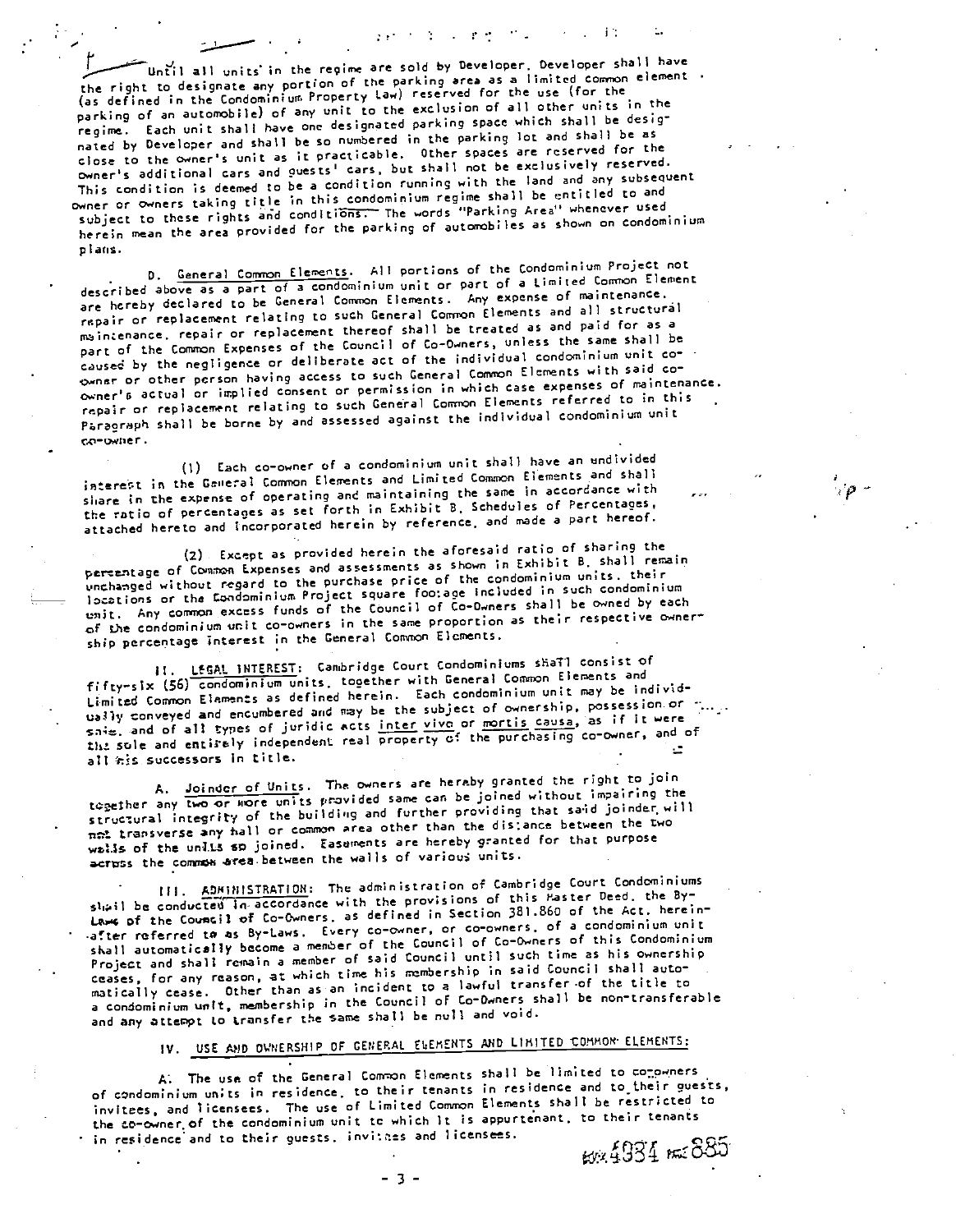Until all units in the regime are sold by Developer, Developer shall have the right to designate any portion of the parking area as a limited common element (as defined in the Condominium Property Law) reserved for the use (for the parking of an automobile) of any unit to the exclusion of all other units in the regime. Each unit shall have one designated parking space which shall be designated by Developer and shall be so numbered in the parking lot and shall be as close to the owner's unit as it practicable. Other spaces are reserved for the owner's additional cars and guests' cars, but shall not be exclusively reserved. This condition is deemed to be a condition running with the land and any subsequent owner or owners taking title in this condominium regime shall be entitled to and subject to these rights and conditions. The words "Parking Area" whenever used herein mean the area provided for the parking of automobiles as shown on condominium plans.

D. General Common Elements. All portions of the Condominium Project not described above as a part of a condominium unit or part of a Limited Common Element are hereby declared to be General Common Elements. Any expense of maintenance, repair or replacement relating to such General Common Elements and all structural maintenance, repair or replacement thereof shall be treated as and paid for as a part of the Common Expenses of the Council of Co-Owners, unless the same shall be caused by the negligence or deliberate act of the individual condominium unit co-owner or other person having access to such General Common Elements with said co-owner's actual or implied consent or permission in which case expenses of maintenance, repair or replacement relating to such General Common Elements referred to in this Paragraph shall be borne by and assessed against the individual condominium unit co-owner.

(1) Each co-owner of a condominium unit shall have an undivided interest in the General Common Elements and Limited Common Elements and shall share in the expense of operating and maintaining the same in accordance with the ratio of percentages as set forth in Exhibit B, Schedules of Percentages, attached hereto and incorporated herein by reference, and made a part hereof.

(2) Except as provided herein the aforesaid ratio of sharing the percentage of Common Expenses and assessments as shown in Exhibit B, shall remain unchanged without regard to the purchase price of the condominium units, their locations or the Condominium Project square footage included in such condominium unit. Any common excess funds of the Council of Co-Owners shall be owned by each of the condominium unit co-owners in the same proportion as their respective ownership percentage interest in the General Common Elements.

II. LEGAL INTEREST: Cambridge Court Condominiums shall consist of fifty-six (56) condominium units, together with General Common Elements and Limited Common Elements as defined herein. Each condominium unit may be individually conveyed and encumbered and may be the subject of ownership, possession or sale, and of all types of juridic acts *inter vivo* or *mortis causa*, as if it were the sole and entirely independent real property of the purchasing co-owner, and of all his successors in title.

A. Joinder of Units. The owners are hereby granted the right to join together any two or more units provided same can be joined without impairing the structural integrity of the building and further providing that said joinder will not transverse any hall or common area other than the distance between the two walls of the units so joined. Easements are hereby granted for that purpose across the common area between the walls of various units.

III. ADMINISTRATION: The administration of Cambridge Court Condominiums shall be conducted in accordance with the provisions of this Master Deed, the By-Laws of the Council of Co-Owners, as defined in Section 381.860 of the Act, hereinafter referred to as By-Laws. Every co-owner, or co-owners, of a condominium unit shall automatically become a member of the Council of Co-Owners of this Condominium Project and shall remain a member of said Council until such time as his ownership ceases, for any reason, at which time his membership in said Council shall automatically cease. Other than as an incident to a lawful transfer of the title to a condominium unit, membership in the Council of Co-Owners shall be non-transferable and any attempt to transfer the same shall be null and void.

## IV. USE AND OWNERSHIP OF GENERAL ELEMENTS AND LIMITED COMMON ELEMENTS:

A. The use of the General Common Elements shall be limited to co-owners of condominium units in residence, to their tenants in residence and to their guests, invitees, and licensees. The use of Limited Common Elements shall be restricted to the co-owner of the condominium unit to which it is appurtenant, to their tenants in residence and to their guests, invitees and licensees.

BOOK 4934 PAGE 885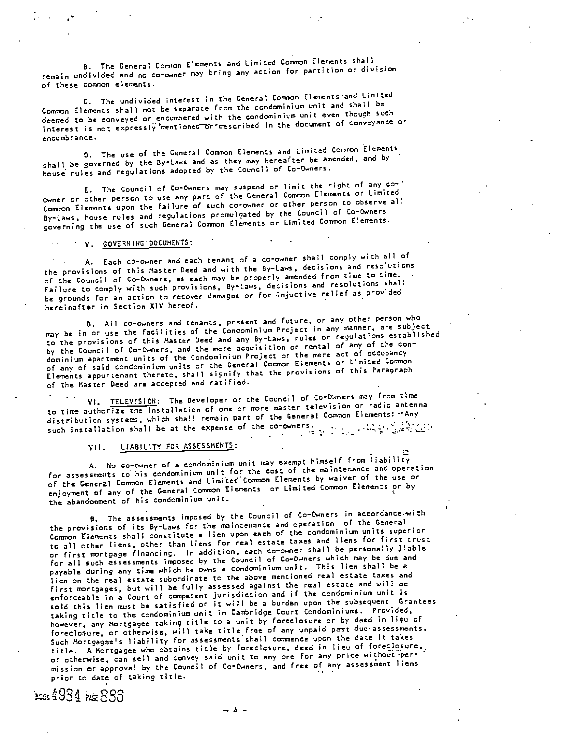B. The General Common Elements and Limited Common Elements shall remain undivided and no co-owner may bring any action for partition or division of these common elements.

C. The undivided interest in the General Common Elements and Limited Common Elements shall not be separate from the condominium unit and shall be deemed to be conveyed or encumbered with the condominium unit even though such interest is not expressly mentioned or described in the document of conveyance or encumbrance.

D. The use of the General Common Elements and Limited Common Elements shall be governed by the By-Laws and as they may hereafter be amended, and by house rules and regulations adopted by the Council of Co-Owners.

E. The Council of Co-Owners may suspend or limit the right of any co-owner or other person to use any part of the General Common Elements or Limited Common Elements upon the failure of such co-owner or other person to observe all By-Laws, house rules and regulations promulgated by the Council of Co-Owners governing the use of such General Common Elements or Limited Common Elements.

## V. GOVERNING DOCUMENTS:

A. Each co-owner and each tenant of a co-owner shall comply with all of the provisions of this Master Deed and with the By-Laws, decisions and resolutions of the Council of Co-Owners, as each may be properly amended from time to time. Failure to comply with such provisions, By-Laws, decisions and resolutions shall be grounds for an action to recover damages or for injuctive relief as provided hereinafter in Section XIV hereof.

B. All co-owners and tenants, present and future, or any other person who may be in or use the facilities of the Condominium Project in any manner, are subject to the provisions of this Master Deed and any By-Laws, rules or regulations established by the Council of Co-Owners, and the mere acquisition or rental of any of the condominium apartment units of the Condominium Project or the mere act of occupancy of any of said condominium units or the General Common Elements or Limited Common Elements appurtenant thereto, shall signify that the provisions of this Paragraph of the Master Deed are accepted and ratified.

## VI. TELEVISION:

The Developer or the Council of Co-Owners may from time to time authorize the installation of one or more master television or radio antenna distribution systems, which shall remain part of the General Common Elements. Any such installation shall be at the expense of the co-owners.

## VII. LIABILITY FOR ASSESSMENTS:

A. No co-owner of a condominium unit may exempt himself from liability for assessments to his condominium unit for the cost of the maintenance and operation of the General Common Elements and Limited Common Elements by waiver of the use or enjoyment of any of the General Common Elements or Limited Common Elements or by the abandonment of his condominium unit.

B. The assessments imposed by the Council of Co-Owners in accordance with the provisions of its By-Laws for the maintenance and operation of the General Common Elements shall constitute a lien upon each of the condominium units superior to all other liens, other than liens for real estate taxes and liens for first trust or first mortgage financing. In addition, each co-owner shall be personally liable for all such assessments imposed by the Council of Co-Owners which may be due and payable during any time which he owns a condominium unit. This lien shall be a lien on the real estate subordinate to the above mentioned real estate taxes and first mortgages, but will be fully assessed against the real estate and will be enforceable in a Court of competent jurisdiction and if the condominium unit is sold this lien must be satisfied or it will be a burden upon the subsequent Grantees taking title to the condominium unit in Cambridge Court Condominiums. Provided, however, any Mortgagee taking title to a unit by foreclosure or by deed in lieu of foreclosure, or otherwise, will take title free of any unpaid past due assessments. Such Mortgagee's liability for assessments shall commence upon the date it takes title. A Mortgagee who obtains title by foreclosure, deed in lieu of foreclosure, or otherwise, can sell and convey said unit to any one for any price without permission or approval by the Council of Co-Owners, and free of any assessment liens prior to date of taking title.

BOOK 4934 PAGE 886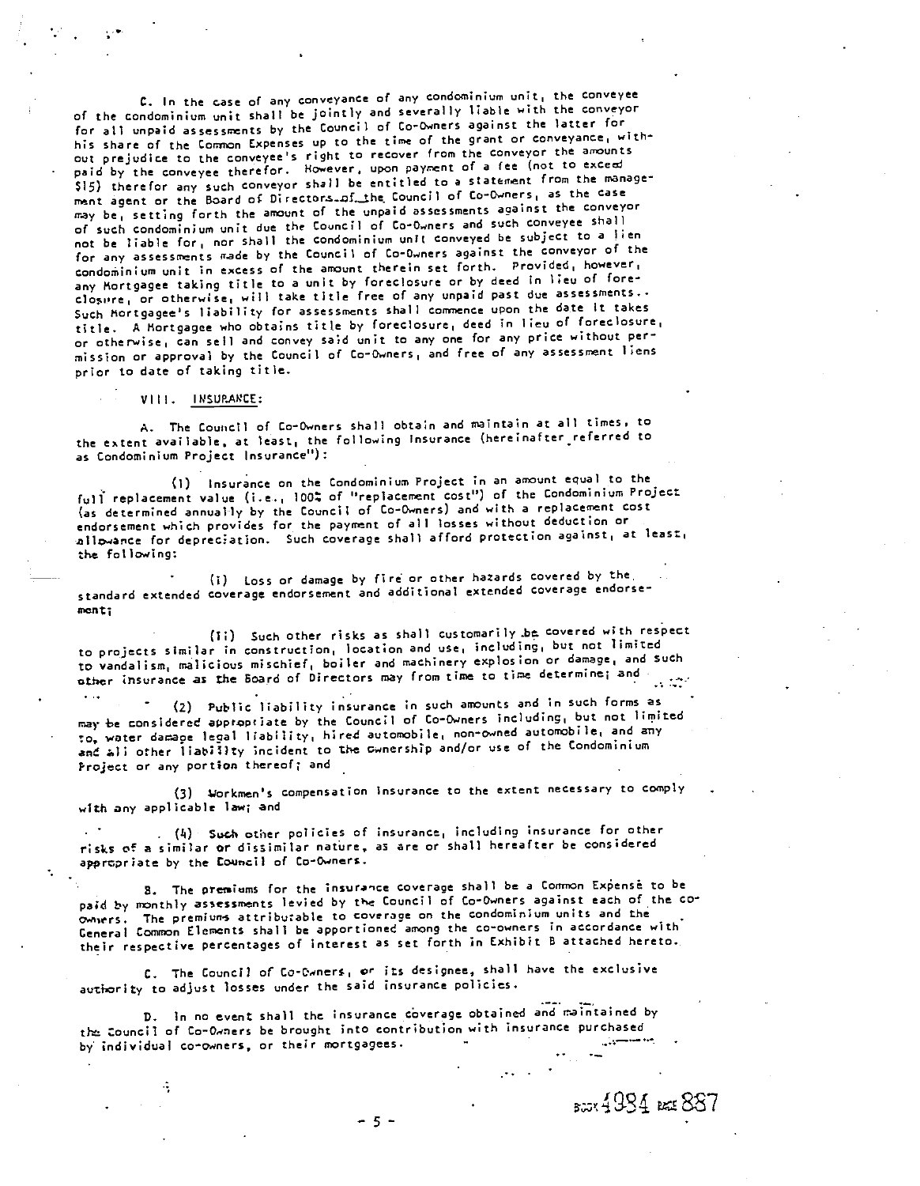C. In the case of any conveyance of any condominium unit, the conveyee of the condominium unit shall be jointly and severally liable with the conveyor for all unpaid assessments by the Council of Co-Owners against the latter for his share of the Common Expenses up to the time of the grant or conveyance, without prejudice to the conveyee's right to recover from the conveyor the amounts paid by the conveyee therefor. However, upon payment of a fee (not to exceed $15) therefor any such conveyor shall be entitled to a statement from the management agent or the Board of Directors of the Council of Co-Owners, as the case may be, setting forth the amount of the unpaid assessments against the conveyor of such condominium unit due the Council of Co-Owners and such conveyee shall not be liable for, nor shall the condominium unit conveyed be subject to a lien for any assessments made by the Council of Co-Owners against the conveyor of the condominium unit in excess of the amount therein set forth. Provided, however, any Mortgagee taking title to a unit by foreclosure or by deed in lieu of foreclosure, or otherwise, will take title free of any unpaid past due assessments.. Such Mortgagee's liability for assessments shall commence upon the date it takes title. A Mortgagee who obtains title by foreclosure, deed in lieu of foreclosure, or otherwise, can sell and convey said unit to any one for any price without permission or approval by the Council of Co-Owners, and free of any assessment liens prior to date of taking title.

## VIII. INSURANCE:

A. The Council of Co-Owners shall obtain and maintain at all times, to the extent available, at least, the following insurance (hereinafter referred to as Condominium Project Insurance"):

(1) Insurance on the Condominium Project in an amount equal to the full replacement value (i.e., 100% of "replacement cost") of the Condominium Project (as determined annually by the Council of Co-Owners) and with a replacement cost endorsement which provides for the payment of all losses without deduction or allowance for depreciation. Such coverage shall afford protection against, at least, the following:

(i) Loss or damage by fire or other hazards covered by the standard extended coverage endorsement and additional extended coverage endorsement;

(ii) Such other risks as shall customarily be covered with respect to projects similar in construction, location and use, including, but not limited to vandalism, malicious mischief, boiler and machinery explosion or damage, and such other insurance as the Board of Directors may from time to time determine; and

(2) Public liability insurance in such amounts and in such forms as may be considered appropriate by the Council of Co-Owners including, but not limited to, water damage legal liability, hired automobile, non-owned automobile, and any and all other liability incident to the ownership and/or use of the Condominium Project or any portion thereof; and

(3) Workmen's compensation insurance to the extent necessary to comply with any applicable law; and

(4) Such other policies of insurance, including insurance for other risks of a similar or dissimilar nature, as are or shall hereafter be considered appropriate by the Council of Co-Owners.

B. The premiums for the insurance coverage shall be a Common Expense to be paid by monthly assessments levied by the Council of Co-Owners against each of the co-owners. The premiums attributable to coverage on the condominium units and the General Common Elements shall be apportioned among the co-owners in accordance with their respective percentages of interest as set forth in Exhibit B attached hereto.

C. The Council of Co-Owners, or its designee, shall have the exclusive authority to adjust losses under the said insurance policies.

D. In no event shall the insurance coverage obtained and maintained by the Council of Co-Owners be brought into contribution with insurance purchased by individual co-owners, or their mortgagees.

BOOK 4984 PAGE 887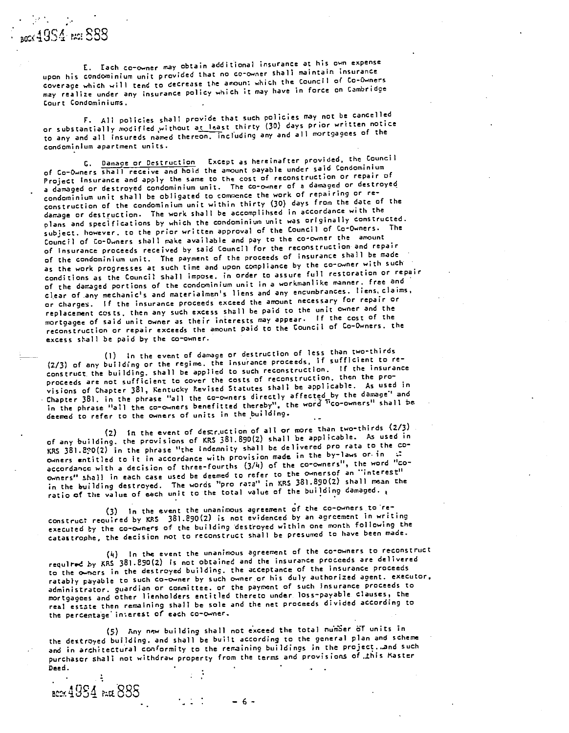E. Each co-owner may obtain additional insurance at his own expense upon his condominium unit provided that no co-owner shall maintain insurance coverage which will tend to decrease the amount which the Council of Co-Owners may realize under any insurance policy which it may have in force on Cambridge Court Condominiums.

F. All policies shall provide that such policies may not be cancelled or substantially modified without at least thirty (30) days prior written notice to any and all insureds named thereon, including any and all mortgagees of the condominium apartment units.

G. Damage or Destruction Except as hereinafter provided, the Council of Co-Owners shall receive and hold the amount payable under said Condominium Project Insurance and apply the same to the cost of reconstruction or repair of a damaged or destroyed condominium unit. The co-owner of a damaged or destroyed condominium unit shall be obligated to commence the work of repairing or reconstruction of the condominium unit within thirty (30) days from the date of the damage or destruction. The work shall be accomplihsed in accordance with the plans and specifications by which the condominium unit was originally constructed, subject, however, to the prior written approval of the Council of Co-Owners. The Council of Co-Owners shall make available and pay to the co-owner the amount of insurance proceeds received by said Council for the reconstruction and repair of the condominium unit. The payment of the proceeds of insurance shall be made as the work progresses at such time and upon compliance by the co-owner with such conditions as the Council shall impose, in order to assure full restoration or repair of the damaged portions of the condominium unit in a workmanlike manner, free and clear of any mechanic's and materialmen's liens and any encumbrances, liens, claims, or charges. If the insurance proceeds exceed the amount necessary for repair or replacement costs, then any such excess shall be paid to the unit owner and the mortgagee of said unit owner as their interests may appear. If the cost of the reconstruction or repair exceeds the amount paid to the Council of Co-Owners, the excess shall be paid by the co-owner.

(1) In the event of damage or destruction of less than two-thirds (2/3) of any building or the regime, the insurance proceeds, if sufficient to reconstruct the building, shall be applied to such reconstruction. If the insurance proceeds are not sufficient to cover the costs of reconstruction, then the provisions of Chapter 381, Kentucky Revised Statutes shall be applicable. As used in Chapter 381, in the phrase "all the co-owners directly affected by the damage" and in the phrase "all the co-owners benefitted thereby", the word "co-owners" shall be deemed to refer to the owners of units in the building.

(2) In the event of destruction of all or more than two-thirds (2/3) of any building, the provisions of KRS 381.890(2) shall be applicable. As used in KRS 381.890(2) in the phrase "the indemnity shall be delivered pro rata to the co-owners entitled to it in accordance with provision made in the by-laws or in accordance with a decision of three-fourths (3/4) of the co-owners", the word "co-owners" shall in each case used be deemed to refer to the ownersof an "interest" in the building destroyed. The words "pro rata" in KRS 381.890(2) shall mean the ratio of the value of each unit to the total value of the building damaged.

(3) In the event the unanimous agreement of the co-owners to reconstruct required by KRS 381.890(2) is not evidenced by an agreement in writing executed by the co-owners of the building destroyed within one month following the catastrophe, the decision not to reconstruct shall be presumed to have been made.

(4) In the event the unanimous agreement of the co-owners to reconstruct required by KRS 381.890(2) is not obtained and the insurance proceeds are delivered to the owners in the destroyed building, the acceptance of the insurance proceeds ratably payable to such co-owner by such owner or his duly authorized agent, executor, administrator, guardian or committee, or the payment of such insurance proceeds to mortgagees and other lienholders entitled thereto under loss-payable clauses, the real estate then remaining shall be sole and the net proceeds divided according to the percentage interest of each co-owner.

(5) Any new building shall not exceed the total number of units in the destroyed building, and shall be built according to the general plan and scheme and in architectural conformity to the remaining buildings in the project, and such purchaser shall not withdraw property from the terms and provisions of this Master Deed.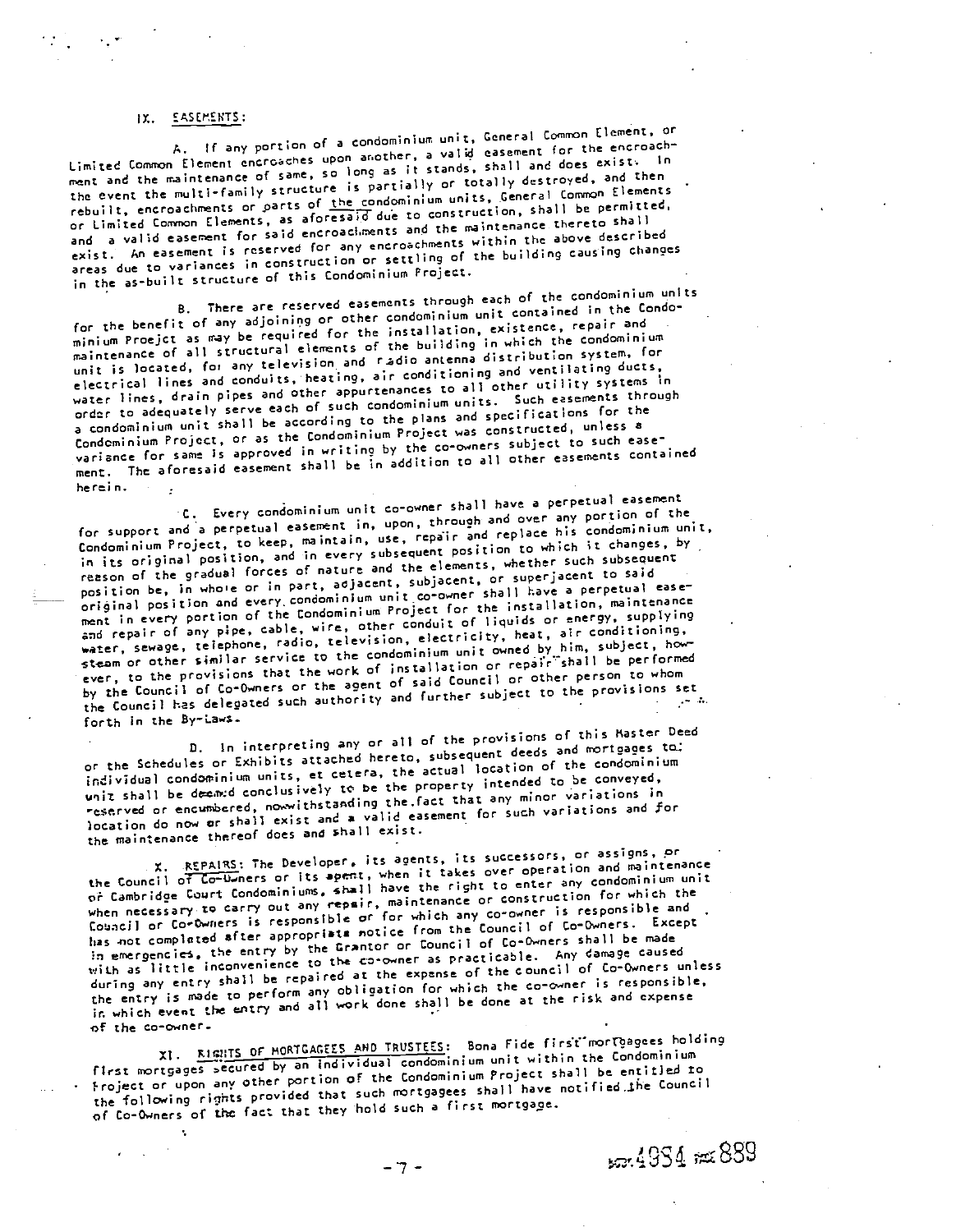## IX. EASEMENTS:

A. If any portion of a condominium unit, General Common Element, or Limited Common Element encroaches upon another, a valid easement for the encroachment and the maintenance of same, so long as it stands, shall and does exist. In the event the multi-family structure is partially or totally destroyed, and then rebuilt, encroachments or parts of the condominium units, General Common Elements or Limited Common Elements, as aforesaid due to construction, shall be permitted, and a valid easement for said encroachments and the maintenance thereto shall exist. An easement is reserved for any encroachments within the above described areas due to variances in construction or settling of the building causing changes in the as-built structure of this Condominium Project.

B. There are reserved easements through each of the condominium units for the benefit of any adjoining or other condominium unit contained in the Condominium Proejct as may be required for the installation, existence, repair and maintenance of all structural elements of the building in which the condominium unit is located, for any television and radio antenna distribution system, for electrical lines and conduits, heating, air conditioning and ventilating ducts, water lines, drain pipes and other appurtenances to all other utility systems in order to adequately serve each of such condominium units. Such easements through a condominium unit shall be according to the plans and specifications for the Condominium Project, or as the Condominium Project was constructed, unless a variance for same is approved in writing by the co-owners subject to such easement. The aforesaid easement shall be in addition to all other easements contained herein.

C. Every condominium unit co-owner shall have a perpetual easement for support and a perpetual easement in, upon, through and over any portion of the Condominium Project, to keep, maintain, use, repair and replace his condominium unit, in its original position, and in every subsequent position to which it changes, by reason of the gradual forces of nature and the elements, whether such subsequent position be, in whole or in part, adjacent, subjacent, or superjacent to said original position and every condominium unit co-owner shall have a perpetual easement in every portion of the Condominium Project for the installation, maintenance and repair of any pipe, cable, wire, other conduit of liquids or energy, supplying water, sewage, telephone, radio, television, electricity, heat, air conditioning, steam or other similar service to the condominium unit owned by him, subject, however, to the provisions that the work of installation or repair shall be performed by the Council of Co-Owners or the agent of said Council or other person to whom the Council has delegated such authority and further subject to the provisions set forth in the By-Laws.

D. In interpreting any or all of the provisions of this Master Deed or the Schedules or Exhibits attached hereto, subsequent deeds and mortgages to individual condominium units, et cetera, the actual location of the condominium unit shall be deemed conclusively to be the property intended to be conveyed, reserved or encumbered, notwithstanding the fact that any minor variations in location do now or shall exist and a valid easement for such variations and for the maintenance thereof does and shall exist.

## X. REPAIRS:

The Developer, its agents, its successors, or assigns, or the Council of Co-Owners or its agent, when it takes over operation and maintenance of Cambridge Court Condominiums, shall have the right to enter any condominium unit when necessary to carry out any repair, maintenance or construction for which the Council or Co-Owners is responsible or for which any co-owner is responsible and has not completed after appropriate notice from the Council of Co-Owners. Except in emergencies, the entry by the Grantor or Council of Co-Owners shall be made with as little inconvenience to the co-owner as practicable. Any damage caused during any entry shall be repaired at the expense of the council of Co-Owners unless the entry is made to perform any obligation for which the co-owner is responsible, in which event the entry and all work done shall be done at the risk and expense of the co-owner.

## XI. RIGHTS OF MORTGAGEES AND TRUSTEES:

Bona Fide first mortgagees holding first mortgages secured by an individual condominium unit within the Condominium Project or upon any other portion of the Condominium Project shall be entitled to the following rights provided that such mortgagees shall have notified the Council of Co-Owners of the fact that they hold such a first mortgage.

BOOK 4954 PAGE 889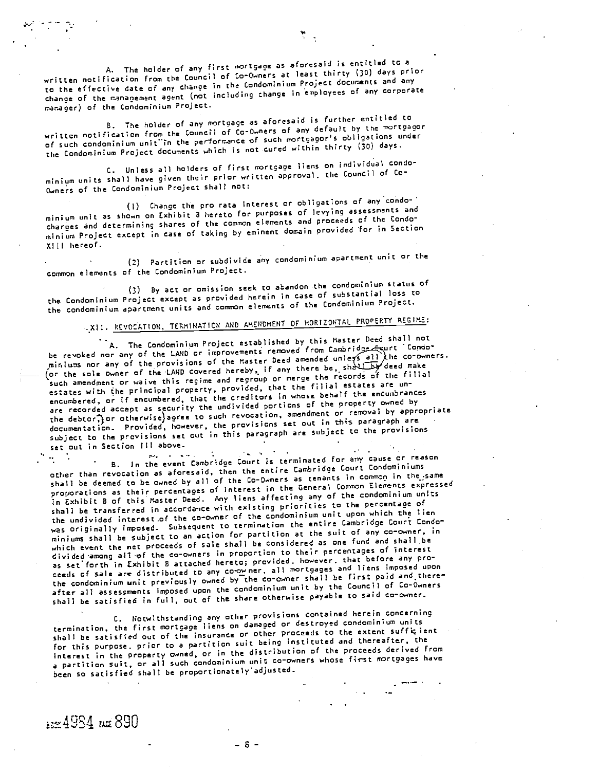A. The holder of any first mortgage as aforesaid is entitled to a written notification from the Council of Co-Owners at least thirty (30) days prior to the effective date of any change in the Condominium Project documents and any change of the management agent (not including change in employees of any corporate manager) of the Condominium Project.

B. The holder of any mortgage as aforesaid is further entitled to written notification from the Council of Co-Owners of any default by the mortgagor of such condominium unit in the performance of such mortgagor's obligations under the Condominium Project documents which is not cured within thirty (30) days.

C. Unless all holders of first mortgage liens on individual condominium units shall have given their prior written approval, the Council of Co-Owners of the Condominium Project shall not:

(1) Change the pro rata interest or obligations of any condominium unit as shown on Exhibit B hereto for purposes of levying assessments and charges and determining shares of the common elements and proceeds of the Condominium Project except in case of taking by eminent domain provided for in Section XIII hereof.

(2) Partition or subdivide any condominium apartment unit or the common elements of the Condominium Project.

(3) By act or omission seek to abandon the condominium status of the Condominium Project except as provided herein in case of substantial loss to the condominium apartment units and common elements of the Condominium Project.

## XII. REVOCATION, TERMINATION AND AMENDMENT OF HORIZONTAL PROPERTY REGIME:

A. The Condominium Project established by this Master Deed shall not be revoked nor any of the LAND or improvements removed from Cambridge Court Condominiums nor any of the provisions of the Master Deed amended unless all the co-owners (or the sole owner of the LAND covered hereby, if any there be, shall by deed make such amendment or waive this regime and regroup or merge the records of the filial estates with the principal property, provided, that the filial estates are unencumbered, or if encumbered, that the creditors in whose behalf the encumbrances are recorded accept as security the undivided portions of the property owned by the debtor, or otherwise) agree to such revocation, amendment or removal by appropriate documentation. Provided, however, the provisions set out in this paragraph are subject to the provisions set out in this paragraph are subject to the provisions set out in Section III above.

B. In the event Cambridge Court is terminated for any cause or reason other than revocation as aforesaid, then the entire Cambridge Court Condominiums shall be deemed to be owned by all of the Co-Owners as tenants in common in the same proporations as their percentages of interest in the General Common Elements expressed in Exhibit B of this Master Deed. Any liens affecting any of the condominium units shall be transferred in accordance with existing priorities to the percentage of the undivided interest of the co-owner of the condominium unit upon which the lien was originally imposed. Subsequent to termination the entire Cambridge Court Condominiums shall be subject to an action for partition at the suit of any co-owner, in which event the net proceeds of sale shall be considered as one fund and shall be divided among all of the co-owners in proportion to their percentages of interest as set forth in Exhibit B attached hereto; provided, however, that before any proceeds of sale are distributed to any co-owner, all mortgages and liens imposed upon the condominium unit previously owned by the co-owner shall be first paid and thereafter all assessments imposed upon the condominium unit by the Council of Co-Owners shall be satisfied in full, out of the share otherwise payable to said co-owner.

C. Notwithstanding any other provisions contained herein concerning termination, the first mortgage liens on damaged or destroyed condominium units shall be satisfied out of the insurance or other proceeds to the extent sufficient for this purpose, prior to a partition suit being instituted and thereafter, the interest in the property owned, or in the distribution of the proceeds derived from a partition suit, or all such condominium unit co-owners whose first mortgages have been so satisfied shall be proportionately adjusted.

BOOK 4984 PAGE 890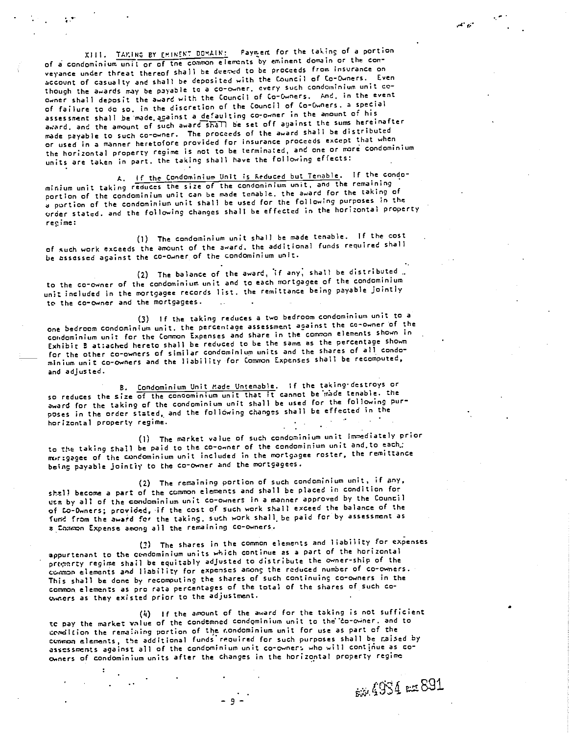XIII. TAKING BY EMINENT DOMAIN: Payment for the taking of a portion of a condominium unit or of the common elements by eminent domain or the conveyance under threat thereof shall be deemed to be proceeds from insurance on account of casualty and shall be deposited with the Council of Co-Owners. Even though the awards may be payable to a co-owner, every such condominium unit co-owner shall deposit the award with the Council of Co-Owners. And, in the event of failure to do so, in the discretion of the Council of Co-Owners, a special assessment shall be made against a defaulting co-owner in the amount of his award, and the amount of such award shall be set off against the sums hereinafter made payable to such co-owner. The proceeds of the award shall be distributed or used in a manner heretofore provided for insurance proceeds except that when the horizontal property regime is not to be terminated, and one or more condominium units are taken in part, the taking shall have the following effects:

A. If the Condominium Unit is Reduced but Tenable. If the condominium unit taking reduces the size of the condominium unit, and the remaining portion of the condominium unit can be made tenable, the award for the taking of a portion of the condominium unit shall be used for the following purposes in the order stated, and the following changes shall be effected in the horizontal property regime:

(1) The condominium unit shall be made tenable. If the cost of such work exceeds the amount of the award, the additional funds required shall be assessed against the co-owner of the condominium unit.

(2) The balance of the award, if any, shall be distributed to the co-owner of the condominium unit and to each mortgagee of the condominium unit included in the mortgagee records list, the remittance being payable jointly to the co-owner and the mortgagees.

(3) If the taking reduces a two bedroom condominium unit to a one bedroom condominium unit, the percentage assessment against the co-owner of the condominium unit for the Common Expenses and share in the common elements shown in Exhibit B attached hereto shall be reduced to be the same as the percentage shown for the other co-owners of similar condominium units and the shares of all condominium unit co-owners and the liability for Common Expenses shall be recomputed, and adjusted.

B. Condominium Unit Made Untenable. If the taking destroys or so reduces the size of the condominium unit that it cannot be made tenable, the award for the taking of the condominium unit shall be used for the following purposes in the order stated, and the following changes shall be effected in the horizontal property regime.

(1) The market value of such condominium unit immediately prior to the taking shall be paid to the co-owner of the condominium unit and to each mortgagee of the condominium unit included in the mortgagee roster, the remittance being payable jointly to the co-owner and the mortgagees.

(2) The remaining portion of such condominium unit, if any, shall become a part of the common elements and shall be placed in condition for use by all of the condominium unit co-owners in a manner approved by the Council of Co-Owners; provided, if the cost of such work shall exceed the balance of the fund from the award for the taking, such work shall be paid for by assessment as a Common Expense among all the remaining co-owners.

(3) The shares in the common elements and liability for expenses appurtenant to the condominium units which continue as a part of the horizontal property regime shall be equitably adjusted to distribute the owner-ship of the common elements and liability for expenses among the reduced number of co-owners. This shall be done by recomputing the shares of such continuing co-owners in the common elements as pro rata percentages of the total of the shares of such co-owners as they existed prior to the adjustment.

(4) If the amount of the award for the taking is not sufficient to pay the market value of the condemned condominium unit to the co-owner, and to condition the remaining portion of the condominium unit for use as part of the common elements, the additional funds required for such purposes shall be raised by assessments against all of the condominium unit co-owners who will continue as co-owners of condominium units after the changes in the horizontal property regime

BK 4984 PG 891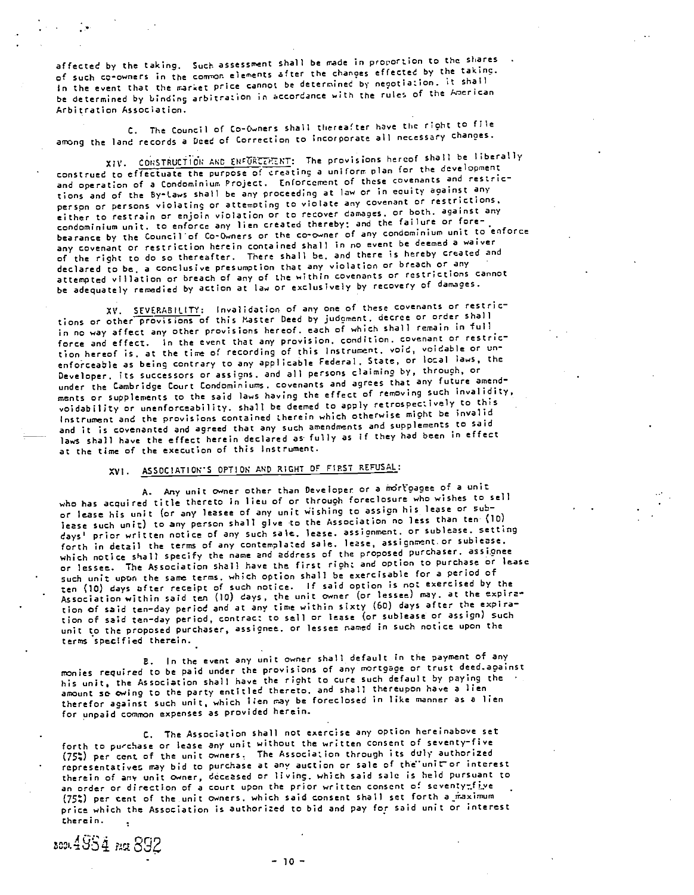affected by the taking. Such assessment shall be made in proportion to the shares of such co-owners in the common elements after the changes effected by the taking. In the event that the market price cannot be determined by negotiation, it shall be determined by binding arbitration in accordance with the rules of the American Arbitration Association.

C. The Council of Co-Owners shall thereafter have the right to file among the land records a Deed of Correction to incorporate all necessary changes.

XIV. CONSTRUCTION AND ENFORCEMENT: The provisions hereof shall be liberally construed to effectuate the purpose of creating a uniform plan for the development and operation of a Condominium Project. Enforcement of these covenants and restrictions and of the By-Laws shall be any proceeding at law or in equity against any person or persons violating or attempting to violate any covenant or restrictions, either to restrain or enjoin violation or to recover damages, or both, against any condominium unit, to enforce any lien created thereby; and the failure or forebearance by the Council of Co-Owners or the co-owner of any condominium unit to enforce any covenant or restriction herein contained shall in no event be deemed a waiver of the right to do so thereafter. There shall be, and there is hereby created and declared to be, a conclusive presumption that any violation or breach or any attempted villation or breach of any of the within covenants or restrictions cannot be adequately remedied by action at law or exclusively by recovery of damages.

XV. SEVERABILITY: Invalidation of any one of these covenants or restrictions or other provisions of this Master Deed by judgment, decree or order shall in no way affect any other provisions hereof, each of which shall remain in full force and effect. In the event that any provision, condition, covenant or restriction hereof is, at the time of recording of this Instrument, void, voidable or unenforceable as being contrary to any applicable Federal, State, or local laws, the Developer, its successors or assigns, and all persons claiming by, through, or under the Cambridge Court Condominiums, covenants and agrees that any future amendments or supplements to the said laws having the effect of removing such invalidity, voidability or unenforceability, shall be deemed to apply retrospectively to this Instrument and the provisions contained therein which otherwise might be invalid and it is covenanted and agreed that any such amendments and supplements to said laws shall have the effect herein declared as fully as if they had been in effect at the time of the execution of this Instrument.

XVI. ASSOCIATION'S OPTION AND RIGHT OF FIRST REFUSAL:

A. Any unit owner other than Developer or a mortgagee of a unit who has acquired title thereto in lieu of or through foreclosure who wishes to sell or lease his unit (or any leasee of any unit wishing to assign his lease or sublease such unit) to any person shall give to the Association no less than ten (10) days' prior written notice of any such sale, lease, assignment, or sublease, setting forth in detail the terms of any contemplated sale, lease, assignment or sublease, which notice shall specify the name and address of the proposed purchaser, assignee or lessee. The Association shall have the first right and option to purchase or lease such unit upon the same terms, which option shall be exercisable for a period of ten (10) days after receipt of such notice. If said option is not exercised by the Association within said ten (10) days, the unit owner (or lessee) may, at the expiration of said ten-day period and at any time within sixty (60) days after the expiration of said ten-day period, contract to sell or lease (or sublease or assign) such unit to the proposed purchaser, assignee, or lessee named in such notice upon the terms specified therein.

B. In the event any unit owner shall default in the payment of any monies required to be paid under the provisions of any mortgage or trust deed against his unit, the Association shall have the right to cure such default by paying the amount so owing to the party entitled thereto, and shall thereupon have a lien therefor against such unit, which lien may be foreclosed in like manner as a lien for unpaid common expenses as provided herein.

C. The Association shall not exercise any option hereinabove set forth to purchase or lease any unit without the written consent of seventy-five (75%) per cent of the unit owners. The Association through its duly authorized representatives may bid to purchase at any auction or sale of the unit or interest therein of any unit owner, deceased or living, which said sale is held pursuant to an order or direction of a court upon the prior written consent of seventy-five (75%) per cent of the unit owners, which said consent shall set forth a maximum price which the Association is authorized to bid and pay for said unit or interest therein.

BOOK 4954 PAGE 892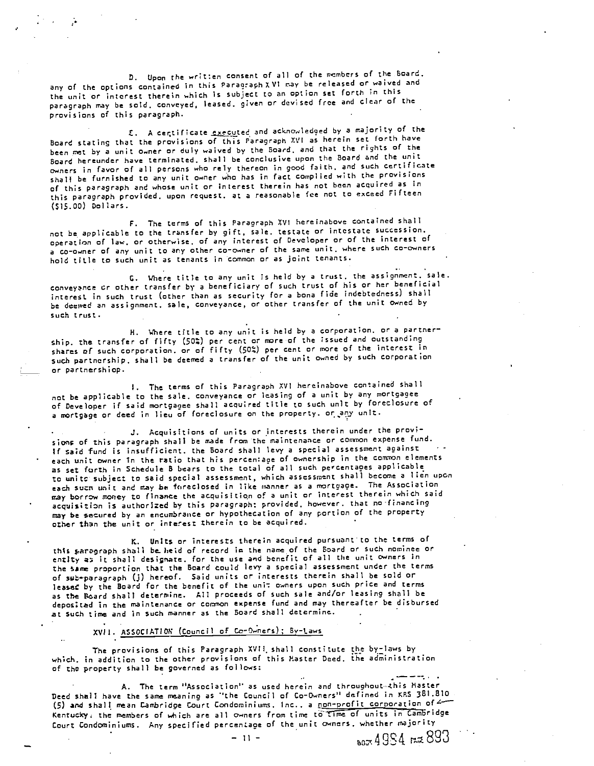D. Upon the written consent of all of the members of the Board, any of the options contained in this Paragraph XVI may be released or waived and the unit or interest therein which is subject to an option set forth in this paragraph may be sold, conveyed, leased, given or devised free and clear of the provisions of this paragraph.

E. A certificate executed and acknowledged by a majority of the Board stating that the provisions of this Paragraph XVI as herein set forth have been met by a unit owner or duly waived by the Board, and that the rights of the Board hereunder have terminated, shall be conclusive upon the Board and the unit owners in favor of all persons who rely thereon in good faith, and such certificate shall be furnished to any unit owner who has in fact complied with the provisions of this paragraph and whose unit or interest therein has not been acquired as in this paragraph provided, upon request, at a reasonable fee not to exceed Fifteen ($15.00) Dollars.

F. The terms of this Paragraph XVI hereinabove contained shall not be applicable to the transfer by gift, sale, testate or intestate succession, operation of law, or otherwise, of any interest of Developer or of the interest of a co-owner of any unit to any other co-owner of the same unit, where such co-owners hold title to such unit as tenants in common or as joint tenants.

G. Where title to any unit is held by a trust, the assignment, sale, conveyance or other transfer by a beneficiary of such trust of his or her beneficial interest in such trust (other than as security for a bona fide indebtedness) shall be deemed an assignment, sale, conveyance, or other transfer of the unit owned by such trust.

H. Where title to any unit is held by a corporation, or a partnership, the transfer of fifty (50%) per cent or more of the issued and outstanding shares of such corporation, or of fifty (50%) per cent or more of the interest in such partnership, shall be deemed a transfer of the unit owned by such corporation or partnership.

I. The terms of this Paragraph XVI hereinabove contained shall not be applicable to the sale, conveyance or leasing of a unit by any mortgagee of Developer if said mortgagee shall acquired title to such unit by foreclosure of a mortgage or deed in lieu of foreclosure on the property, or any unit.

J. Acquisitions of units or interests therein under the provisions of this paragraph shall be made from the maintenance or common expense fund. If said fund is insufficient, the Board shall levy a special assessment against each unit owner in the ratio that his percentage of ownership in the common elements as set forth in Schedule B bears to the total of all such percentages applicable to units subject to said special assessment, which assessment shall become a lien upon each such unit and may be foreclosed in like manner as a mortgage. The Association may borrow money to finance the acquisition of a unit or interest therein which said acquisition is authorized by this paragraph; provided, however, that no financing may be secured by an encumbrance or hypothecation of any portion of the property other than the unit or interest therein to be acquired.

K. Units or interests therein acquired pursuant to the terms of this paragraph shall be held of record in the name of the Board or such nominee or entity as it shall designate, for the use and benefit of all the unit owners in the same proportion that the Board could levy a special assessment under the terms of sub-paragraph (j) hereof. Said units or interests therein shall be sold or leased by the Board for the benefit of the unit owners upon such price and terms as the Board shall determine. All proceeds of such sale and/or leasing shall be deposited in the maintenance or common expense fund and may thereafter be disbursed at such time and in such manner as the Board shall determine.

## XVII. ASSOCIATION (Council of Co-Owners); By-Laws

The provisions of this Paragraph XVII shall constitute the by-laws by which, in addition to the other provisions of this Master Deed, the administration of the property shall be governed as follows:

A. The term "Association" as used herein and throughout this Master Deed shall have the same meaning as "the Council of Co-Owners" defined in KRS 381.810 (5) and shall mean Cambridge Court Condominiums, Inc., a non-profit corporation of Kentucky; the members of which are all owners from time to time of units in Cambridge Court Condominiums. Any specified percentage of the unit owners, whether majority

BOOK 4984 PAGE 893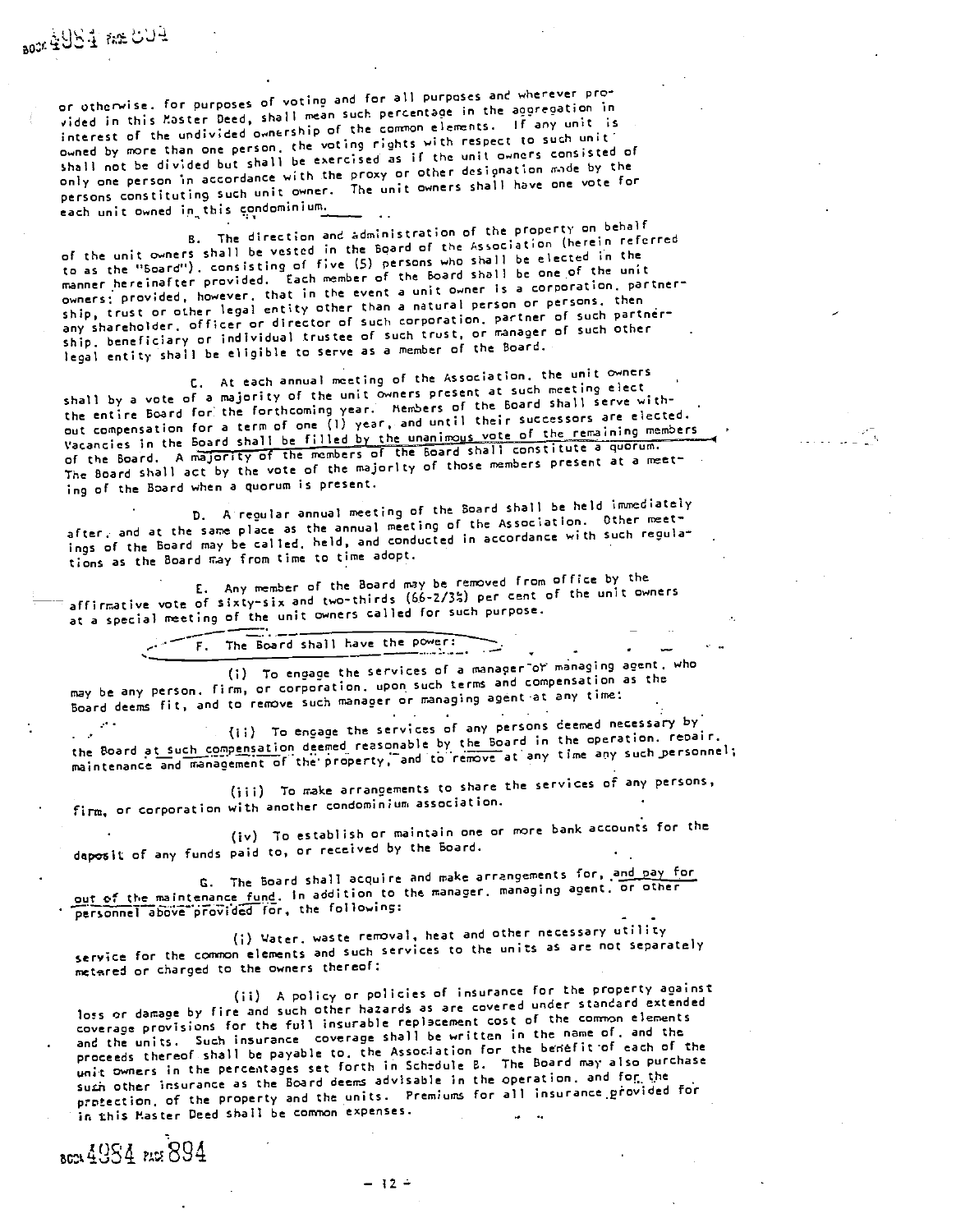or otherwise, for purposes of voting and for all purposes and wherever provided in this Master Deed, shall mean such percentage in the aggregation in interest of the undivided ownership of the common elements. If any unit is owned by more than one person, the voting rights with respect to such unit shall not be divided but shall be exercised as if the unit owners consisted of only one person in accordance with the proxy or other designation made by the persons constituting such unit owner. The unit owners shall have one vote for each unit owned in this condominium.

B. The direction and administration of the property on behalf of the unit owners shall be vested in the Board of the Association (herein referred to as the "Board"), consisting of five (5) persons who shall be elected in the manner hereinafter provided. Each member of the Board shall be one of the unit owners; provided, however, that in the event a unit owner is a corporation, partnership, trust or other legal entity other than a natural person or persons, then any shareholder, officer or director of such corporation, partner of such partnership, beneficiary or individual trustee of such trust, or manager of such other legal entity shall be eligible to serve as a member of the Board.

C. At each annual meeting of the Association, the unit owners shall by a vote of a majority of the unit owners present at such meeting elect the entire Board for the forthcoming year. Members of the Board shall serve without compensation for a term of one (1) year, and until their successors are elected. Vacancies in the Board shall be filled by the unanimous vote of the remaining members of the Board. A majority of the members of the Board shall constitute a quorum. The Board shall act by the vote of the majority of those members present at a meeting of the Board when a quorum is present.

D. A regular annual meeting of the Board shall be held immediately after, and at the same place as the annual meeting of the Association. Other meetings of the Board may be called, held, and conducted in accordance with such regulations as the Board may from time to time adopt.

E. Any member of the Board may be removed from office by the affirmative vote of sixty-six and two-thirds (66-2/3%) per cent of the unit owners at a special meeting of the unit owners called for such purpose.

F. The Board shall have the power:

(i) To engage the services of a manager or managing agent, who may be any person, firm, or corporation, upon such terms and compensation as the Board deems fit, and to remove such manager or managing agent at any time;

(ii) To engage the services of any persons deemed necessary by the Board at such compensation deemed reasonable by the Board in the operation, repair, maintenance and management of the property, and to remove at any time any such personnel;

(iii) To make arrangements to share the services of any persons, firm, or corporation with another condominium association.

(iv) To establish or maintain one or more bank accounts for the deposit of any funds paid to, or received by the Board.

G. The Board shall acquire and make arrangements for, and pay for out of the maintenance fund, in addition to the manager, managing agent, or other personnel above provided for, the following:

(i) Water, waste removal, heat and other necessary utility service for the common elements and such services to the units as are not separately metered or charged to the owners thereof:

(ii) A policy or policies of insurance for the property against loss or damage by fire and such other hazards as are covered under standard extended coverage provisions for the full insurable replacement cost of the common elements and the units. Such insurance coverage shall be written in the name of, and the proceeds thereof shall be payable to, the Association for the benefit of each of the unit owners in the percentages set forth in Schedule B. The Board may also purchase such other insurance as the Board deems advisable in the operation, and for the protection, of the property and the units. Premiums for all insurance provided for in this Master Deed shall be common expenses.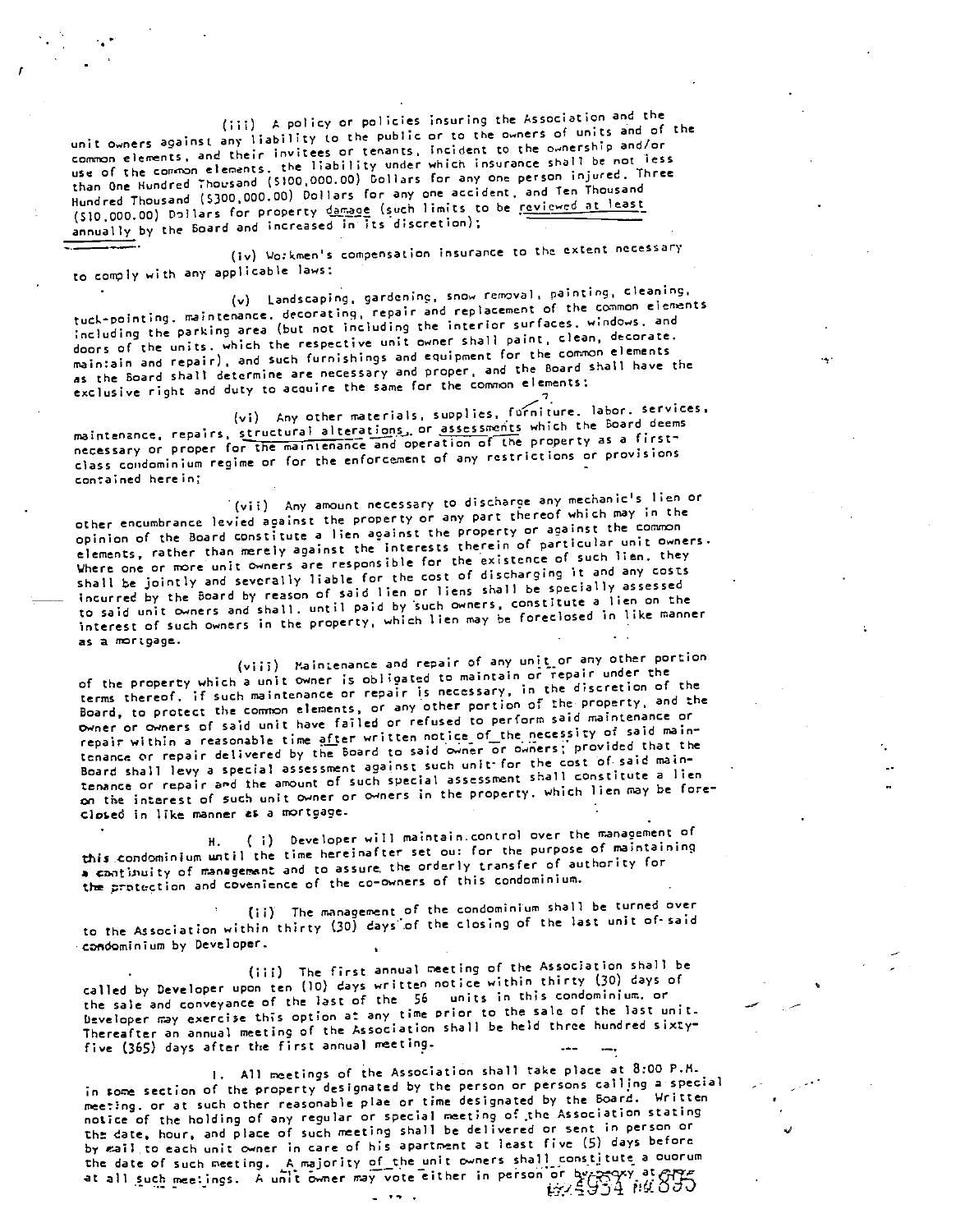(iii) A policy or policies insuring the Association and the unit owners against any liability to the public or to the owners of units and of the common elements, and their invitees or tenants, incident to the ownership and/or use of the common elements. the liability under which insurance shall be not less than One Hundred Thousand ($100,000.00) Dollars for any one person injured. Three Hundred Thousand ($300,000.00) Dollars for any one accident, and Ten Thousand ($10,000.00) Dollars for property damage (such limits to be reviewed at least annually by the Board and increased in its discretion);

(iv) Workmen's compensation insurance to the extent necessary to comply with any applicable laws:

(v) Landscaping, gardening, snow removal, painting, cleaning, tuck-pointing, maintenance, decorating, repair and replacement of the common elements including the parking area (but not including the interior surfaces, windows, and doors of the units, which the respective unit owner shall paint, clean, decorate, maintain and repair), and such furnishings and equipment for the common elements as the Board shall determine are necessary and proper, and the Board shall have the exclusive right and duty to acquire the same for the common elements:

(vi) Any other materials, supplies, furniture, labor, services, maintenance, repairs, structural alterations, or assessments which the Board deems necessary or proper for the maintenance and operation of the property as a first-class condominium regime or for the enforcement of any restrictions or provisions contained herein;

(vii) Any amount necessary to discharge any mechanic's lien or other encumbrance levied against the property or any part thereof which may in the opinion of the Board constitute a lien against the property or against the common elements, rather than merely against the interests therein of particular unit owners. Where one or more unit owners are responsible for the existence of such lien, they shall be jointly and severally liable for the cost of discharging it and any costs incurred by the Board by reason of said lien or liens shall be specially assessed to said unit owners and shall, until paid by such owners, constitute a lien on the interest of such owners in the property, which lien may be foreclosed in like manner as a mortgage.

(viii) Maintenance and repair of any unit or any other portion of the property which a unit owner is obligated to maintain or repair under the terms thereof, if such maintenance or repair is necessary, in the discretion of the Board, to protect the common elements, or any other portion of the property, and the owner or owners of said unit have failed or refused to perform said maintenance or repair within a reasonable time after written notice of the necessity of said maintenance or repair delivered by the Board to said owner or owners; provided that the Board shall levy a special assessment against such unit for the cost of said maintenance or repair and the amount of such special assessment shall constitute a lien on the interest of such unit owner or owners in the property, which lien may be foreclosed in like manner as a mortgage.

H. (i) Developer will maintain control over the management of this condominium until the time hereinafter set out for the purpose of maintaining a continuity of management and to assure the orderly transfer of authority for the protection and covenience of the co-owners of this condominium.

(ii) The management of the condominium shall be turned over to the Association within thirty (30) days of the closing of the last unit of said condominium by Developer.

(iii) The first annual meeting of the Association shall be called by Developer upon ten (10) days written notice within thirty (30) days of the sale and conveyance of the last of the 56 units in this condominium, or Developer may exercise this option at any time prior to the sale of the last unit. Thereafter an annual meeting of the Association shall be held three hundred sixty-five (365) days after the first annual meeting.

I. All meetings of the Association shall take place at 8:00 P.M. in some section of the property designated by the person or persons calling a special meeting, or at such other reasonable plae or time designated by the Board. Written notice of the holding of any regular or special meeting of the Association stating the date, hour, and place of such meeting shall be delivered or sent in person or by mail to each unit owner in care of his apartment at least five (5) days before the date of such meeting. A majority of the unit owners shall constitute a quorum at all such meetings. A unit owner may vote either in person or by proxy at any

4934 895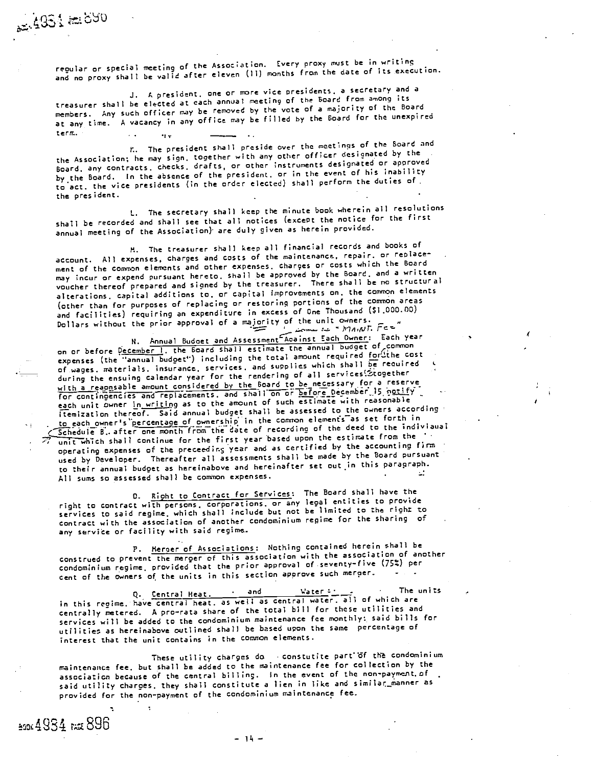regular or special meeting of the Association. Every proxy must be in writing and no proxy shall be valid after eleven (11) months from the date of its execution.

J. A president, one or more vice presidents, a secretary and a treasurer shall be elected at each annual meeting of the Board from among its members. Any such officer may be removed by the vote of a majority of the Board at any time. A vacancy in any office may be filled by the Board for the unexpired term.

K. The president shall preside over the meetings of the Board and the Association; he may sign, together with any other officer designated by the Board, any contracts, checks, drafts, or other instruments designated or approved by the Board. In the absence of the president, or in the event of his inability to act, the vice presidents (in the order elected) shall perform the duties of the president.

L. The secretary shall keep the minute book wherein all resolutions shall be recorded and shall see that all notices (except the notice for the first annual meeting of the Association) are duly given as herein provided.

M. The treasurer shall keep all financial records and books of account. All expenses, charges and costs of the maintenance, repair, or replacement of the common elements and other expenses, charges or costs which the Board may incur or expend pursuant hereto, shall be approved by the Board, and a written voucher thereof prepared and signed by the treasurer. There shall be no structural alterations, capital additions to, or capital improvements on, the common elements (other than for purposes of replacing or restoring portions of the common areas and facilities) requiring an expenditure in excess of One Thousand ($1,000.00) Dollars without the prior approval of a majority of the unit owners.

N. Annual Budget and Assessment Against Each Owner: Each year on or before December 1, the Board shall estimate the annual budget of common expenses (the "annual budget") including the total amount required for the cost of wages, materials, insurance, services, and supplies which shall be required during the ensuing calendar year for the rendering of all services together with a reasonable amount considered by the Board to be necessary for a reserve for contingencies and replacements, and shall on or before December 15 notify each unit owner in writing as to the amount of such estimate with reasonable itemization thereof. Said annual budget shall be assessed to the owners according to each owner's percentage of ownership in the common elements as set forth in Schedule B., after one month from the date of recording of the deed to the individual unit which shall continue for the first year based upon the estimate from the operating expenses of the preceeding year and as certified by the accounting firm used by Developer. Thereafter all assessments shall be made by the Board pursuant to their annual budget as hereinabove and hereinafter set out in this paragraph. All sums so assessed shall be common expenses.

O. Right to Contract for Services: The Board shall have the right to contract with persons, corporations, or any legal entities to provide services to said regime, which shall include but not be limited to the right to contract with the association of another condominium regime for the sharing of any service or facility with said regime.

P. Merger of Associations: Nothing contained herein shall be construed to prevent the merger of this association with the association of another condominium regime, provided that the prior approval of seventy-five (75%) per cent of the owners of the units in this section approve such merger.

Q. Central Heat. and Water: The units in this regime, have central heat, as well as central water, all of which are centrally metered. A pro-rata share of the total bill for these utilities and services will be added to the condominium maintenance fee monthly; said bills for utilities as hereinabove outlined shall be based upon the same percentage of interest that the unit contains in the common elements.

These utility charges do constutite part of the condominium maintenance fee, but shall be added to the maintenance fee for collection by the association because of the central billing. In the event of the non-payment of said utility charges, they shall constitute a lien in like and similar manner as provided for the non-payment of the condominium maintenance fee.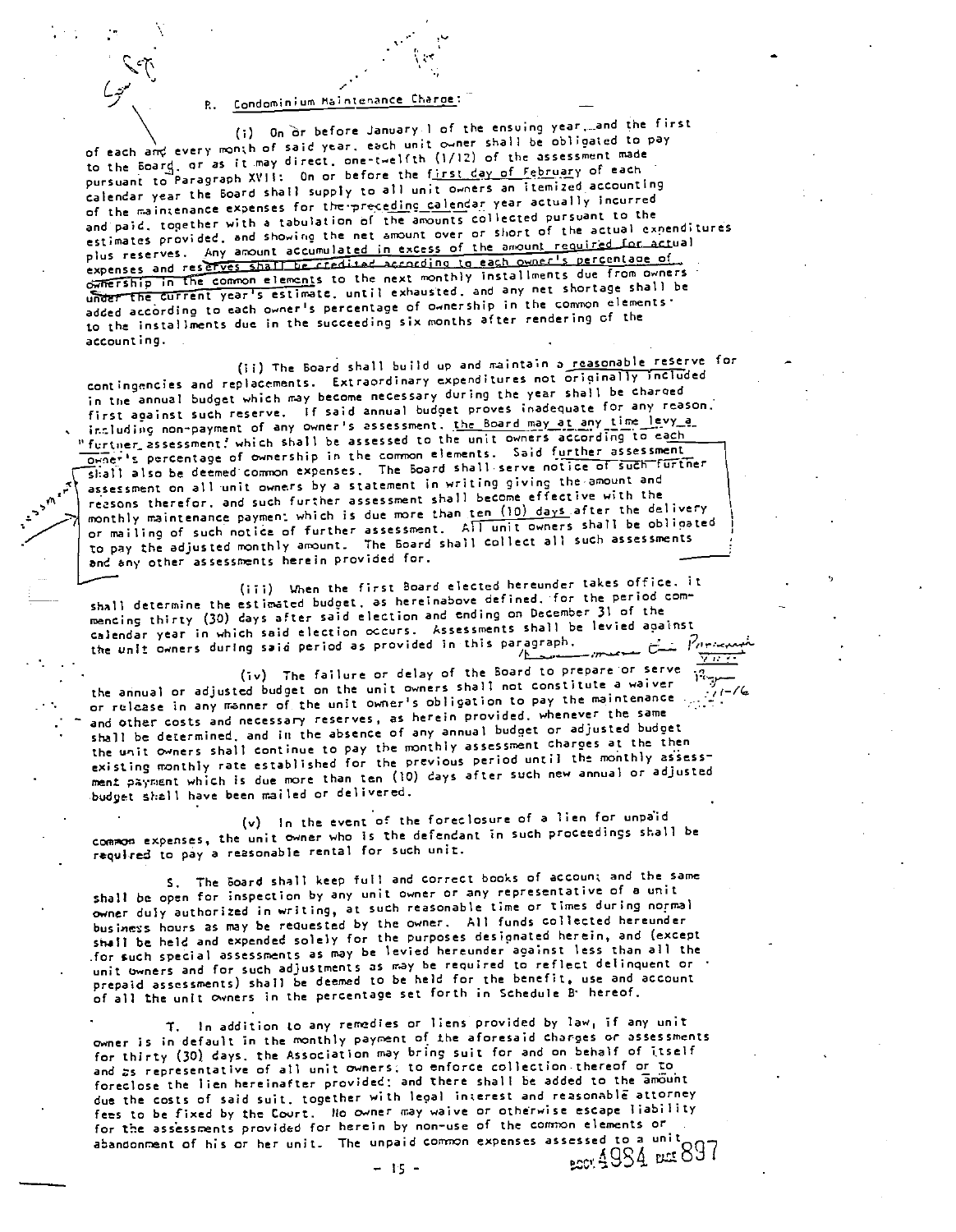R. Condominium Maintenance Charge:

(i) On or before January 1 of the ensuing year, and the first of each and every month of said year, each unit owner shall be obligated to pay to the Board, or as it may direct, one-twelfth (1/12) of the assessment made pursuant to Paragraph XVII: On or before the first day of February of each calendar year the Board shall supply to all unit owners an itemized accounting of the maintenance expenses for the preceding calendar year actually incurred and paid, together with a tabulation of the amounts collected pursuant to the estimates provided, and showing the net amount over or short of the actual expenditures plus reserves. Any amount accumulated in excess of the amount required for actual expenses and reserves shall be credited according to each owner's percentage of ownership in the common elements to the next monthly installments due from owners under the current year's estimate, until exhausted, and any net shortage shall be added according to each owner's percentage of ownership in the common elements to the installments due in the succeeding six months after rendering of the accounting.

(ii) The Board shall build up and maintain a reasonable reserve for contingencies and replacements. Extraordinary expenditures not originally included in the annual budget which may become necessary during the year shall be charged first against such reserve. If said annual budget proves inadequate for any reason, including non-payment of any owner's assessment, the Board may at any time levy a "further assessment" which shall be assessed to the unit owners according to each owner's percentage of ownership in the common elements. Said further assessment shall also be deemed common expenses. The Board shall serve notice of such further assessment on all unit owners by a statement in writing giving the amount and reasons therefor, and such further assessment shall become effective with the monthly maintenance payment which is due more than ten (10) days after the delivery or mailing of such notice of further assessment. All unit owners shall be obligated to pay the adjusted monthly amount. The Board shall collect all such assessments and any other assessments herein provided for.

(iii) When the first Board elected hereunder takes office, it shall determine the estimated budget, as hereinabove defined, for the period commencing thirty (30) days after said election and ending on December 31 of the calendar year in which said election occurs. Assessments shall be levied against the unit owners during said period as provided in this paragraph.

(iv) The failure or delay of the Board to prepare or serve the annual or adjusted budget on the unit owners shall not constitute a waiver or release in any manner of the unit owner's obligation to pay the maintenance and other costs and necessary reserves, as herein provided, whenever the same shall be determined, and in the absence of any annual budget or adjusted budget the unit owners shall continue to pay the monthly assessment charges at the then existing monthly rate established for the previous period until the monthly assessment payment which is due more than ten (10) days after such new annual or adjusted budget shall have been mailed or delivered.

(v) In the event of the foreclosure of a lien for unpaid common expenses, the unit owner who is the defendant in such proceedings shall be required to pay a reasonable rental for such unit.

S. The Board shall keep full and correct books of account and the same shall be open for inspection by any unit owner or any representative of a unit owner duly authorized in writing, at such reasonable time or times during normal business hours as may be requested by the owner. All funds collected hereunder shall be held and expended solely for the purposes designated herein, and (except for such special assessments as may be levied hereunder against less than all the unit owners and for such adjustments as may be required to reflect delinquent or prepaid assessments) shall be deemed to be held for the benefit, use and account of all the unit owners in the percentage set forth in Schedule B hereof.

T. In addition to any remedies or liens provided by law, if any unit owner is in default in the monthly payment of the aforesaid charges or assessments for thirty (30) days, the Association may bring suit for and on behalf of itself and as representative of all unit owners, to enforce collection thereof or to foreclose the lien hereinafter provided; and there shall be added to the amount due the costs of said suit, together with legal interest and reasonable attorney fees to be fixed by the Court. No owner may waive or otherwise escape liability for the assessments provided for herein by non-use of the common elements or abandonment of his or her unit. The unpaid common expenses assessed to a unit

BOOK 4984 PAGE 897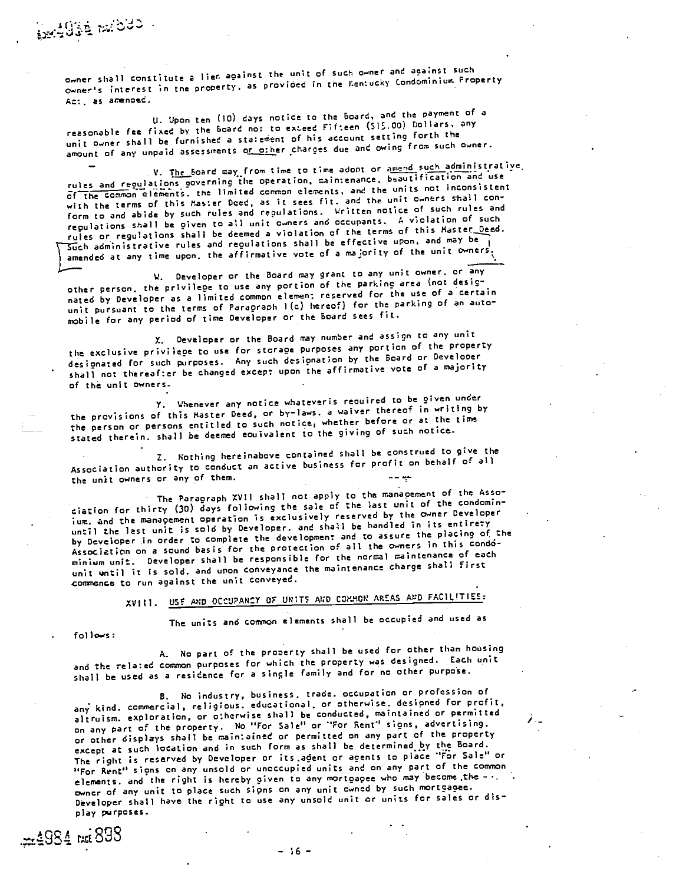owner shall constitute a lien against the unit of such owner and against such owner's interest in the property, as provided in the Kentucky Condominium Property Act, as amended.

U. Upon ten (10) days notice to the Board, and the payment of a reasonable fee fixed by the Board not to exceed Fifteen ($15.00) Dollars, any unit owner shall be furnished a statement of his account setting forth the amount of any unpaid assessments or other charges due and owing from such owner.

V. The Board may from time to time adopt or amend such administrative rules and regulations governing the operation, maintenance, beautification and use of the common elements, the limited common elements, and the units not inconsistent with the terms of this Master Deed, as it sees fit, and the unit owners shall conform to and abide by such rules and regulations. Written notice of such rules and regulations shall be given to all unit owners and occupants. A violation of such rules or regulations shall be deemed a violation of the terms of this Master Deed. Such administrative rules and regulations shall be effective upon, and may be amended at any time upon, the affirmative vote of a majority of the unit owners.

W. Developer or the Board may grant to any unit owner, or any other person, the privilege to use any portion of the parking area (not designated by Developer as a limited common element reserved for the use of a certain unit pursuant to the terms of Paragraph 1(c) hereof) for the parking of an automobile for any period of time Developer or the Board sees fit.

X. Developer or the Board may number and assign to any unit the exclusive privilege to use for storage purposes any portion of the property designated for such purposes. Any such designation by the Board or Developer shall not thereafter be changed except upon the affirmative vote of a majority of the unit owners.

Y. Whenever any notice whateveris required to be given under the provisions of this Master Deed, or by-laws, a waiver thereof in writing by the person or persons entitled to such notice, whether before or at the time stated therein, shall be deemed equivalent to the giving of such notice.

Z. Nothing hereinabove contained shall be construed to give the Association authority to conduct an active business for profit on behalf of all the unit owners or any of them.

The Paragraph XVII shall not apply to the management of the Association for thirty (30) days following the sale of the last unit of the condominium, and the management operation is exclusively reserved by the owner Developer until the last unit is sold by Developer, and shall be handled in its entirety by Developer in order to complete the development and to assure the placing of the Association on a sound basis for the protection of all the owners in this condominium unit. Developer shall be responsible for the normal maintenance of each unit until it is sold, and upon conveyance the maintenance charge shall first commence to run against the unit conveyed.

## XVIII. USE AND OCCUPANCY OF UNITS AND COMMON AREAS AND FACILITIES:

The units and common elements shall be occupied and used as follows:

A. No part of the property shall be used for other than housing and the related common purposes for which the property was designed. Each unit shall be used as a residence for a single family and for no other purpose.

B. No industry, business, trade, occupation or profession of any kind, commercial, religious, educational, or otherwise, designed for profit, altruism, exploration, or otherwise shall be conducted, maintained or permitted on any part of the property. No "For Sale" or "For Rent" signs, advertising, or other displays shall be maintained or permitted on any part of the property except at such location and in such form as shall be determined by the Board. The right is reserved by Developer or its agent or agents to place "For Sale" or "For Rent" signs on any unsold or unoccupied units and on any part of the common elements, and the right is hereby given to any mortgagee who may become the owner of any unit to place such signs on any unit owned by such mortgagee. Developer shall have the right to use any unsold unit or units for sales or display purposes.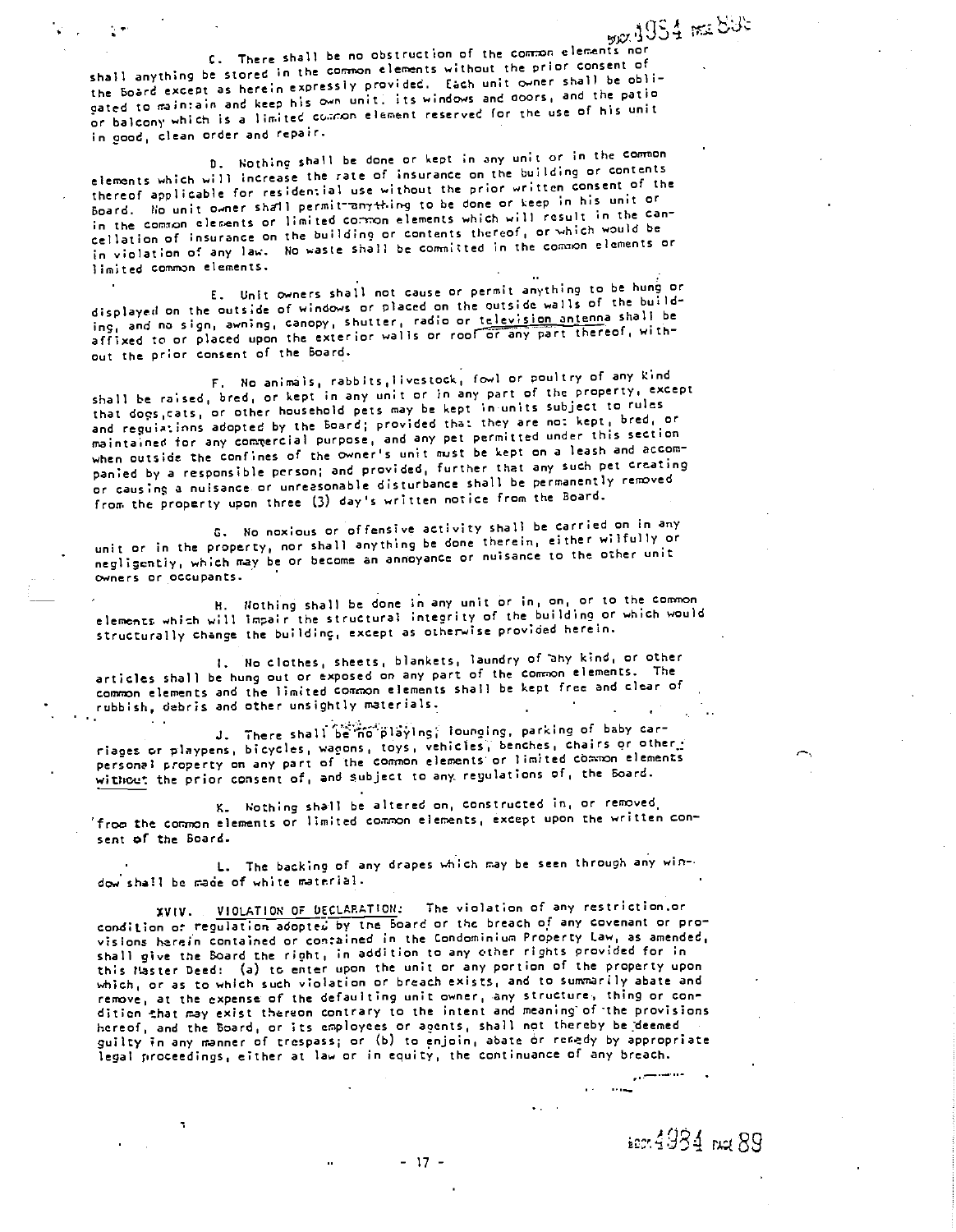C. There shall be no obstruction of the common elements nor shall anything be stored in the common elements without the prior consent of the Board except as herein expressly provided. Each unit owner shall be obligated to maintain and keep his own unit, its windows and doors, and the patio or balcony which is a limited common element reserved for the use of his unit in good, clean order and repair.

D. Nothing shall be done or kept in any unit or in the common elements which will increase the rate of insurance on the building or contents thereof applicable for residential use without the prior written consent of the Board. No unit owner shall permit anything to be done or keep in his unit or in the common elements or limited common elements which will result in the cancellation of insurance on the building or contents thereof, or which would be in violation of any law. No waste shall be committed in the common elements or limited common elements.

E. Unit owners shall not cause or permit anything to be hung or displayed on the outside of windows or placed on the outside walls of the building, and no sign, awning, canopy, shutter, radio or television antenna shall be affixed to or placed upon the exterior walls or roof or any part thereof, without the prior consent of the Board.

F. No animals, rabbits, livestock, fowl or poultry of any kind shall be raised, bred, or kept in any unit or in any part of the property, except that dogs, cats, or other household pets may be kept in units subject to rules and regulations adopted by the Board; provided that they are not kept, bred, or maintained for any commercial purpose, and any pet permitted under this section when outside the confines of the owner's unit must be kept on a leash and accompanied by a responsible person; and provided, further that any such pet creating or causing a nuisance or unreasonable disturbance shall be permanently removed from the property upon three (3) day's written notice from the Board.

G. No noxious or offensive activity shall be carried on in any unit or in the property, nor shall anything be done therein, either wilfully or negligently, which may be or become an annoyance or nuisance to the other unit owners or occupants.

H. Nothing shall be done in any unit or in, on, or to the common elements which will impair the structural integrity of the building or which would structurally change the building, except as otherwise provided herein.

I. No clothes, sheets, blankets, laundry of any kind, or other articles shall be hung out or exposed on any part of the common elements. The common elements and the limited common elements shall be kept free and clear of rubbish, debris and other unsightly materials.

J. There shall be no playing, lounging, parking of baby carriages or playpens, bicycles, wagons, toys, vehicles, benches, chairs or other personal property on any part of the common elements or limited common elements without the prior consent of, and subject to any regulations of, the Board.

K. Nothing shall be altered on, constructed in, or removed from the common elements or limited common elements, except upon the written consent of the Board.

L. The backing of any drapes which may be seen through any window shall be made of white material.

XVIV. VIOLATION OF DECLARATION: The violation of any restriction or condition or regulation adopted by the Board or the breach of any covenant or provisions herein contained or contained in the Condominium Property Law, as amended, shall give the Board the right, in addition to any other rights provided for in this Master Deed: (a) to enter upon the unit or any portion of the property upon which, or as to which such violation or breach exists, and to summarily abate and remove, at the expense of the defaulting unit owner, any structure, thing or condition that may exist thereon contrary to the intent and meaning of the provisions hereof, and the Board, or its employees or agents, shall not thereby be deemed guilty in any manner of trespass; or (b) to enjoin, abate or remedy by appropriate legal proceedings, either at law or in equity, the continuance of any breach.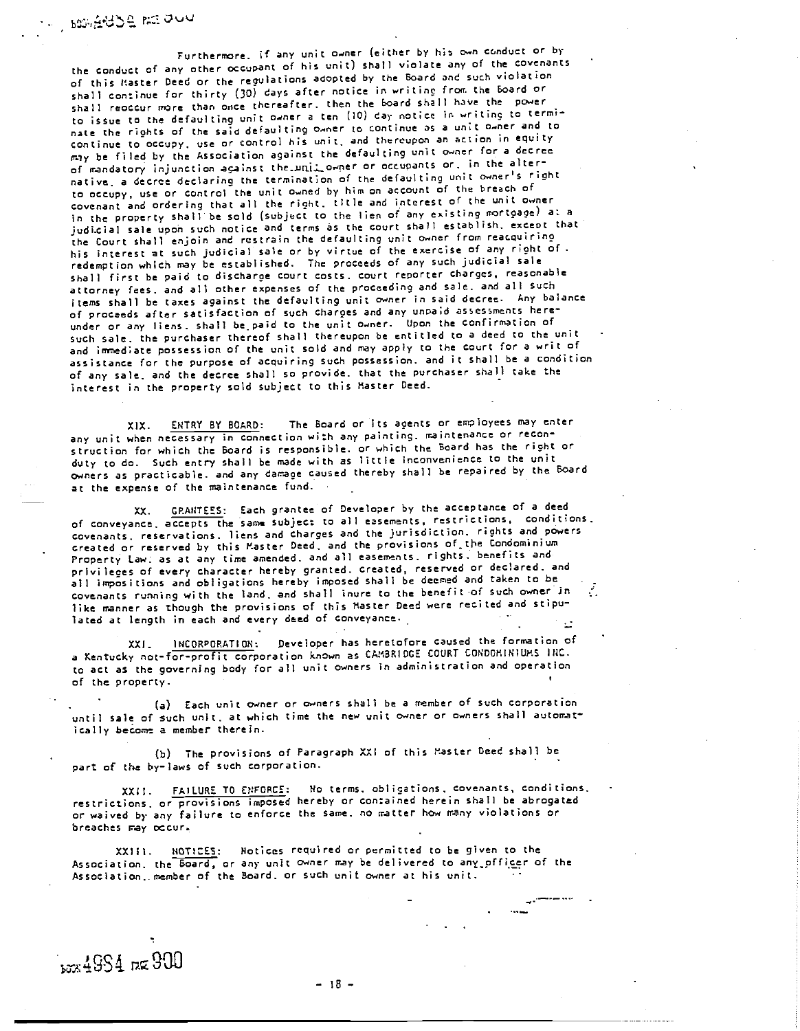Furthermore, if any unit owner (either by his own conduct or by the conduct of any other occupant of his unit) shall violate any of the covenants of this Master Deed or the regulations adopted by the Board and such violation shall continue for thirty (30) days after notice in writing from the Board or shall reoccur more than once thereafter, then the Board shall have the power to issue to the defaulting unit owner a ten (10) day notice in writing to terminate the rights of the said defaulting owner to continue as a unit owner and to continue to occupy, use or control his unit, and thereupon an action in equity may be filed by the Association against the defaulting unit owner for a decree of mandatory injunction against the unit owner or occupants or, in the alternative, a decree declaring the termination of the defaulting unit owner's right to occupy, use or control the unit owned by him on account of the breach of covenant and ordering that all the right, title and interest of the unit owner in the property shall be sold (subject to the lien of any existing mortgage) at a judicial sale upon such notice and terms as the court shall establish, except that the Court shall enjoin and restrain the defaulting unit owner from reacquiring his interest at such judicial sale or by virtue of the exercise of any right of redemption which may be established. The proceeds of any such judicial sale shall first be paid to discharge court costs, court reporter charges, reasonable attorney fees, and all other expenses of the proceeding and sale, and all such items shall be taxes against the defaulting unit owner in said decree. Any balance of proceeds after satisfaction of such charges and any unpaid assessments hereunder or any liens, shall be paid to the unit owner. Upon the confirmation of such sale, the purchaser thereof shall thereupon be entitled to a deed to the unit and immediate possession of the unit sold and may apply to the court for a writ of assistance for the purpose of acquiring such possession, and it shall be a condition of any sale, and the decree shall so provide, that the purchaser shall take the interest in the property sold subject to this Master Deed.

XIX. ENTRY BY BOARD: The Board or its agents or employees may enter any unit when necessary in connection with any painting, maintenance or reconstruction for which the Board is responsible, or which the Board has the right or duty to do. Such entry shall be made with as little inconvenience to the unit owners as practicable, and any damage caused thereby shall be repaired by the Board at the expense of the maintenance fund.

XX. GRANTEES: Each grantee of Developer by the acceptance of a deed of conveyance, accepts the same subject to all easements, restrictions, conditions, covenants, reservations, liens and charges and the jurisdiction, rights and powers created or reserved by this Master Deed, and the provisions of the Condominium Property Law, as at any time amended, and all easements, rights, benefits and privileges of every character hereby granted, created, reserved or declared, and all impositions and obligations hereby imposed shall be deemed and taken to be covenants running with the land, and shall inure to the benefit of such owner in like manner as though the provisions of this Master Deed were recited and stipulated at length in each and every deed of conveyance.

XXI. INCORPORATION: Developer has heretofore caused the formation of a Kentucky not-for-profit corporation known as CAMBRIDGE COURT CONDOMINIUMS INC. to act as the governing body for all unit owners in administration and operation of the property.

(a) Each unit owner or owners shall be a member of such corporation until sale of such unit, at which time the new unit owner or owners shall automatically become a member therein.

(b) The provisions of Paragraph XXI of this Master Deed shall be part of the by-laws of such corporation.

XXII. FAILURE TO ENFORCE: No terms, obligations, covenants, conditions, restrictions, or provisions imposed hereby or contained herein shall be abrogated or waived by any failure to enforce the same, no matter how many violations or breaches may occur.

XXIII. NOTICES: Notices required or permitted to be given to the Association, the Board, or any unit owner may be delivered to any officer of the Association, member of the Board, or such unit owner at his unit.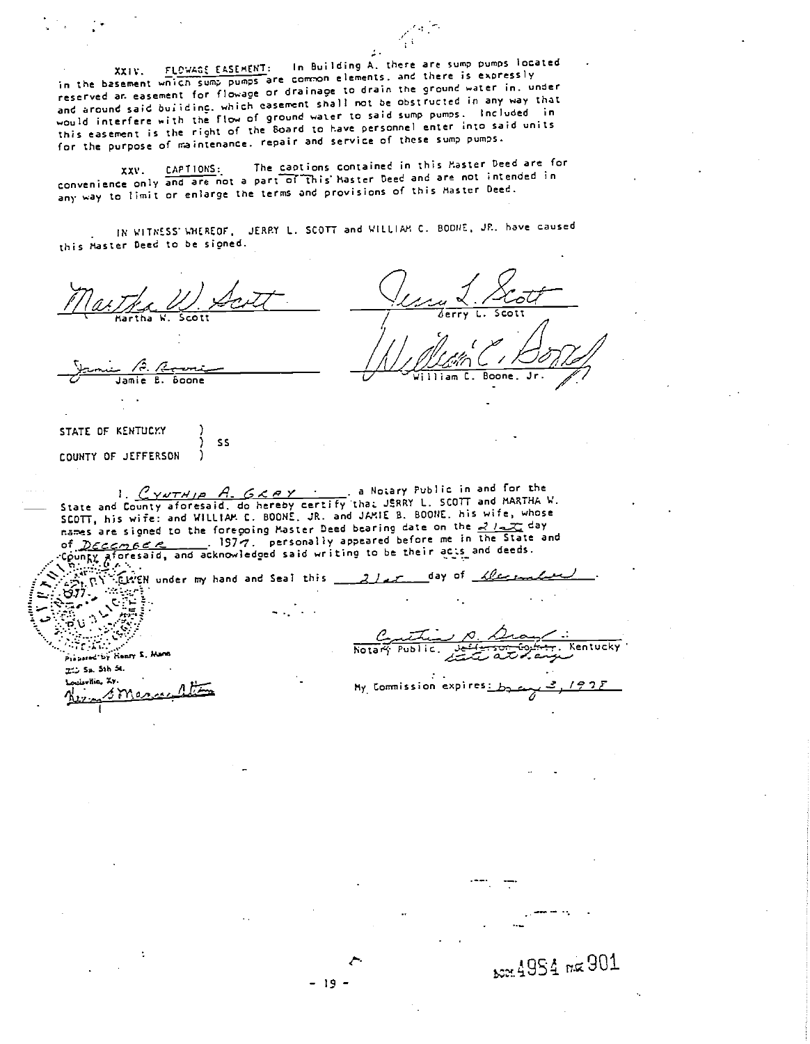XXIV. FLOWAGE EASEMENT: In Building A. there are sump pumps located in the basement which sump pumps are common elements, and there is expressly reserved an easement for flowage or drainage to drain the ground water in, under and around said building, which easement shall not be obstructed in any way that would interfere with the flow of ground water to said sump pumps. Included in this easement is the right of the Board to have personnel enter into said units for the purpose of maintenance, repair and service of these sump pumps.

XXV. CAPTIONS: The captions contained in this Master Deed are for convenience only and are not a part of this Master Deed and are not intended in any way to limit or enlarge the terms and provisions of this Master Deed.

IN WITNESS WHEREOF, JERRY L. SCOTT and WILLIAM C. BOONE, JR. have caused this Master Deed to be signed.

| | |
|---|---|
| Martha W. Scott | Jerry L. Scott |
| Jamie B. Boone | William C. Boone, Jr. |

STATE OF KENTUCKY )
) SS
COUNTY OF JEFFERSON )

I, CYNTHIA A. GRAY, a Notary Public in and for the State and County aforesaid, do hereby certify that JERRY L. SCOTT and MARTHA W. SCOTT, his wife; and WILLIAM C. BOONE, JR. and JAMIE B. BOONE, his wife, whose names are signed to the foregoing Master Deed bearing date on the 21st day of December, 1977, personally appeared before me in the State and County aforesaid, and acknowledged said writing to be their acts and deeds.

GIVEN under my hand and Seal this 21st day of December.

Cynthia A. Gray
Notary Public, ~~Jefferson County~~ state at large, Kentucky

My Commission expires: May 3, 1978

Prepared by Henry S. Mann
Louisville, Ky.

BOOK 4954 PAGE 901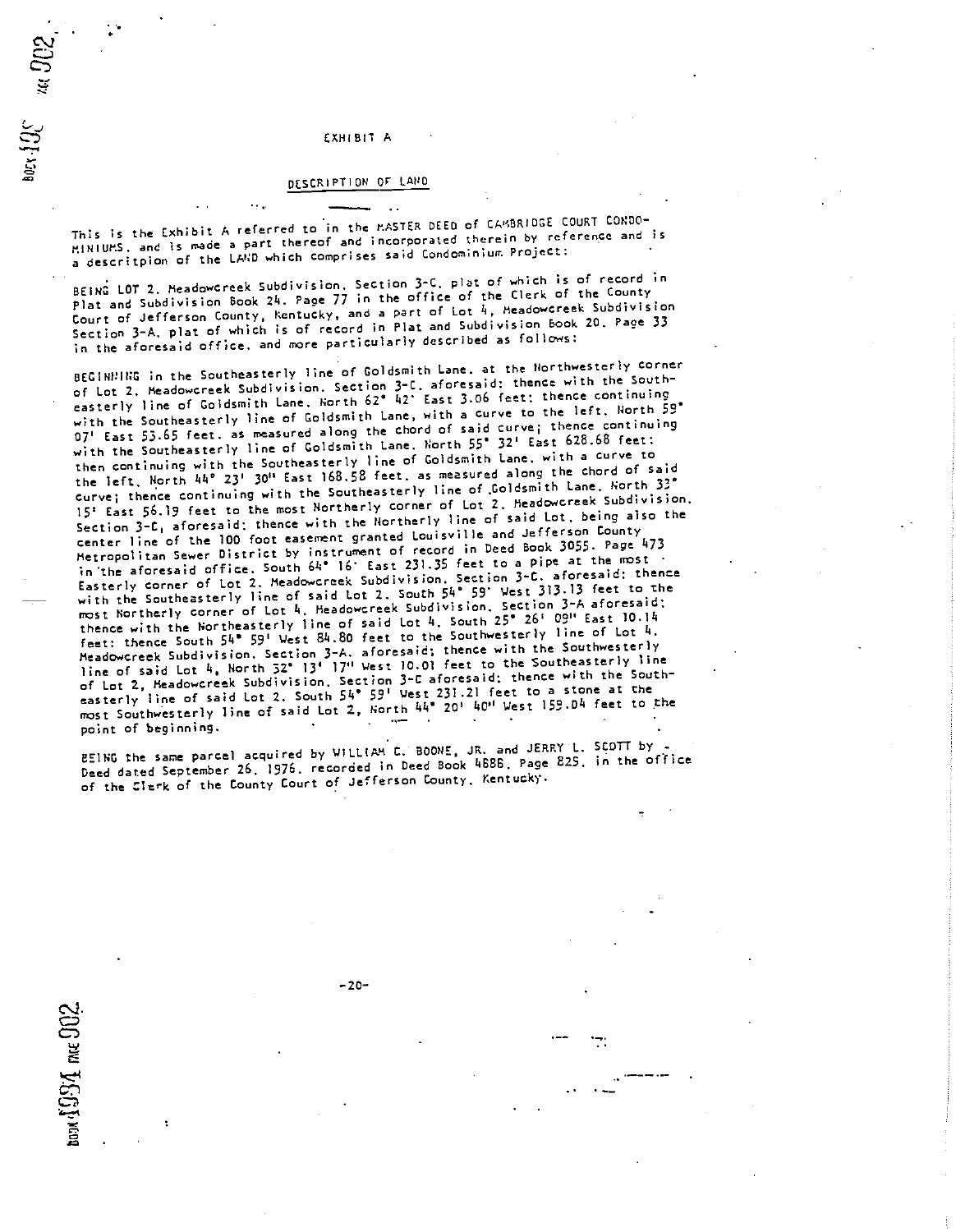# EXHIBIT A

## DESCRIPTION OF LAND

This is the Exhibit A referred to in the MASTER DEED of CAMBRIDGE COURT CONDOMINIUMS, and is made a part thereof and incorporated therein by reference and is a descritpion of the LAND which comprises said Condominium Project:

BEING LOT 2, Meadowcreek Subdivision, Section 3-C, plat of which is of record in Plat and Subdivision Book 24, Page 77 in the office of the Clerk of the County Court of Jefferson County, Kentucky, and a part of Lot 4, Meadowcreek Subdivision Section 3-A, plat of which is of record in Plat and Subdivision Book 20, Page 33 in the aforesaid office, and more particularly described as follows:

BEGINNING in the Southeasterly line of Goldsmith Lane, at the Northwesterly corner of Lot 2, Meadowcreek Subdivision, Section 3-C, aforesaid; thence with the Southeasterly line of Goldsmith Lane, North 62° 42' East 3.06 feet; thence continuing with the Southeasterly line of Goldsmith Lane, with a curve to the left, North 59° 07' East 53.65 feet, as measured along the chord of said curve; thence continuing with the Southeasterly line of Goldsmith Lane, North 55° 32' East 628.68 feet; then continuing with the Southeasterly line of Goldsmith Lane, with a curve to the left, North 44° 23' 30" East 168.58 feet, as measured along the chord of said curve; thence continuing with the Southeasterly line of Goldsmith Lane, North 33° 15' East 56.19 feet to the most Northerly corner of Lot 2, Meadowcreek Subdivision, Section 3-C, aforesaid; thence with the Northerly line of said Lot, being also the center line of the 100 foot easement granted Louisville and Jefferson County Metropolitan Sewer District by instrument of record in Deed Book 3055, Page 473 in the aforesaid office, South 64° 16' East 231.35 feet to a pipe at the most Easterly corner of Lot 2, Meadowcreek Subdivision, Section 3-C, aforesaid; thence with the Southeasterly line of said Lot 2, South 54° 59' West 313.13 feet to the most Northerly corner of Lot 4, Meadowcreek Subdivision, Section 3-A aforesaid; thence with the Northeasterly line of said Lot 4, South 25° 26' 09" East 10.14 feet; thence South 54° 59' West 84.80 feet to the Southwesterly line of Lot 4, Meadowcreek Subdivision, Section 3-A, aforesaid; thence with the Southwesterly line of said Lot 4, North 32° 13' 17" West 10.01 feet to the Southeasterly line of Lot 2, Meadowcreek Subdivision, Section 3-C aforesaid; thence with the Southeasterly line of said Lot 2, South 54° 59' West 231.21 feet to a stone at the most Southwesterly line of said Lot 2, North 44° 20' 40" West 159.04 feet to the point of beginning.

BEING the same parcel acquired by WILLIAM C. BOONE, JR. and JERRY L. SCOTT by Deed dated September 26, 1976, recorded in Deed Book 4886, Page 825, in the office of the Clerk of the County Court of Jefferson County, Kentucky.